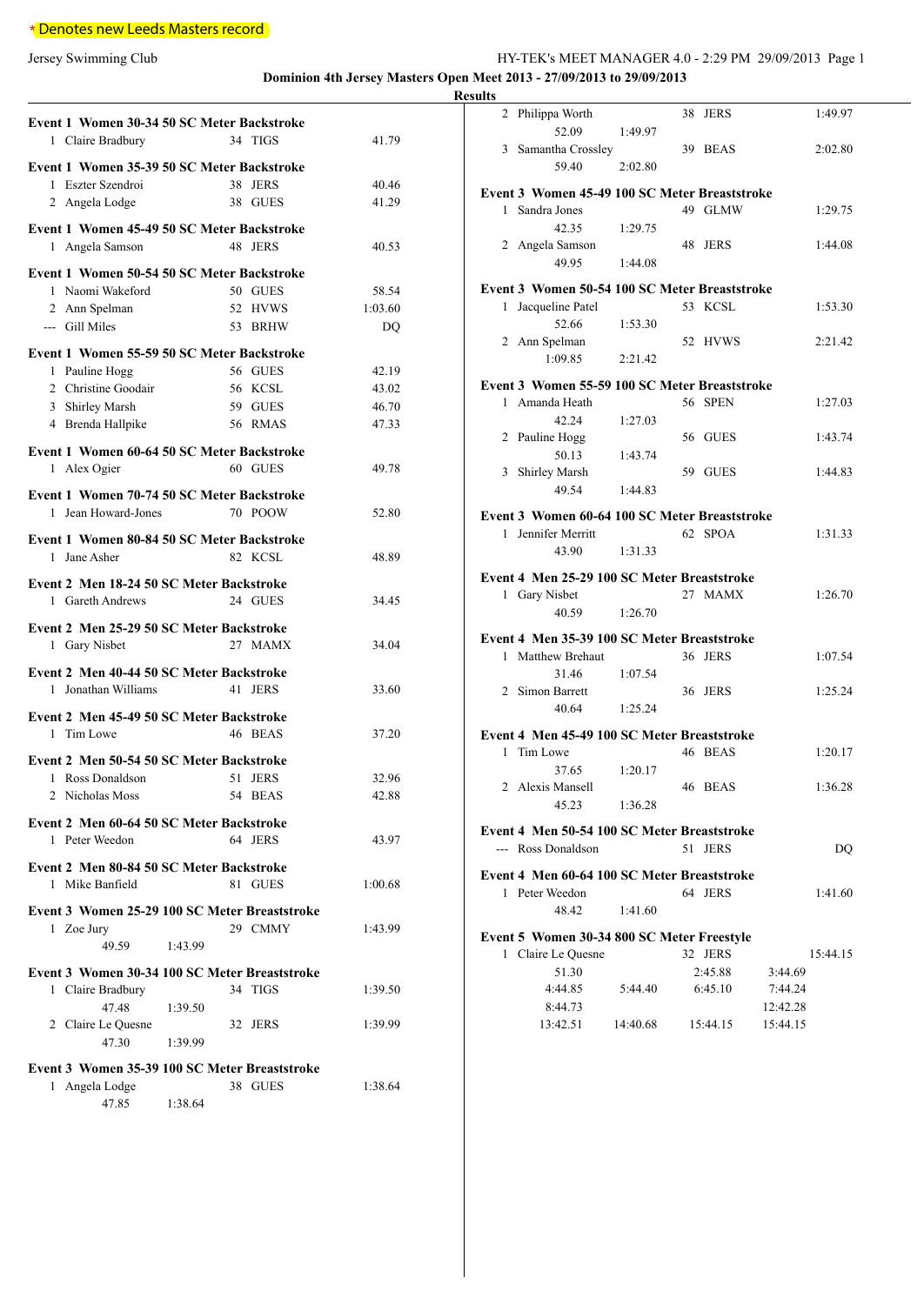* Denotes new Leeds Masters record

Jersey Swimming Club

**Dominion 4th Jersey Masters Open Meet 2013 - 27/09/2013 to 29/09/2013**

**Results**

**Event 1 Women 30-34 50 SC Meter Backstroke**

| | Name | Age | Team | Time |
|---|---|---|---|---|
| 1 | Claire Bradbury | 34 | TIGS | 41.79 |

**Event 1 Women 35-39 50 SC Meter Backstroke**

| | Name | Age | Team | Time |
|---|---|---|---|---|
| 1 | Eszter Szendroi | 38 | JERS | 40.46 |
| 2 | Angela Lodge | 38 | GUES | 41.29 |

**Event 1 Women 45-49 50 SC Meter Backstroke**

| | Name | Age | Team | Time |
|---|---|---|---|---|
| 1 | Angela Samson | 48 | JERS | 40.53 |

**Event 1 Women 50-54 50 SC Meter Backstroke**

| | Name | Age | Team | Time |
|---|---|---|---|---|
| 1 | Naomi Wakeford | 50 | GUES | 58.54 |
| 2 | Ann Spelman | 52 | HVWS | 1:03.60 |
| --- | Gill Miles | 53 | BRHW | DQ |

**Event 1 Women 55-59 50 SC Meter Backstroke**

| | Name | Age | Team | Time |
|---|---|---|---|---|
| 1 | Pauline Hogg | 56 | GUES | 42.19 |
| 2 | Christine Goodair | 56 | KCSL | 43.02 |
| 3 | Shirley Marsh | 59 | GUES | 46.70 |
| 4 | Brenda Hallpike | 56 | RMAS | 47.33 |

**Event 1 Women 60-64 50 SC Meter Backstroke**

| | Name | Age | Team | Time |
|---|---|---|---|---|
| 1 | Alex Ogier | 60 | GUES | 49.78 |

**Event 1 Women 70-74 50 SC Meter Backstroke**

| | Name | Age | Team | Time |
|---|---|---|---|---|
| 1 | Jean Howard-Jones | 70 | POOW | 52.80 |

**Event 1 Women 80-84 50 SC Meter Backstroke**

| | Name | Age | Team | Time |
|---|---|---|---|---|
| 1 | Jane Asher | 82 | KCSL | 48.89 |

**Event 2 Men 18-24 50 SC Meter Backstroke**

| | Name | Age | Team | Time |
|---|---|---|---|---|
| 1 | Gareth Andrews | 24 | GUES | 34.45 |

**Event 2 Men 25-29 50 SC Meter Backstroke**

| | Name | Age | Team | Time |
|---|---|---|---|---|
| 1 | Gary Nisbet | 27 | MAMX | 34.04 |

**Event 2 Men 40-44 50 SC Meter Backstroke**

| | Name | Age | Team | Time |
|---|---|---|---|---|
| 1 | Jonathan Williams | 41 | JERS | 33.60 |

**Event 2 Men 45-49 50 SC Meter Backstroke**

| | Name | Age | Team | Time |
|---|---|---|---|---|
| 1 | Tim Lowe | 46 | BEAS | 37.20 |

**Event 2 Men 50-54 50 SC Meter Backstroke**

| | Name | Age | Team | Time |
|---|---|---|---|---|
| 1 | Ross Donaldson | 51 | JERS | 32.96 |
| 2 | Nicholas Moss | 54 | BEAS | 42.88 |

**Event 2 Men 60-64 50 SC Meter Backstroke**

| | Name | Age | Team | Time |
|---|---|---|---|---|
| 1 | Peter Weedon | 64 | JERS | 43.97 |

**Event 2 Men 80-84 50 SC Meter Backstroke**

| | Name | Age | Team | Time |
|---|---|---|---|---|
| 1 | Mike Banfield | 81 | GUES | 1:00.68 |

**Event 3 Women 25-29 100 SC Meter Breaststroke**

| | Name | Age | Team | Time |
|---|---|---|---|---|
| 1 | Zoe Jury | 29 | CMMY | 1:43.99 |
| | 49.59 | 1:43.99 | | |

**Event 3 Women 30-34 100 SC Meter Breaststroke**

| | Name | Age | Team | Time |
|---|---|---|---|---|
| 1 | Claire Bradbury | 34 | TIGS | 1:39.50 |
| | 47.48 | 1:39.50 | | |
| 2 | Claire Le Quesne | 32 | JERS | 1:39.99 |
| | 47.30 | 1:39.99 | | |

**Event 3 Women 35-39 100 SC Meter Breaststroke**

| | Name | Age | Team | Time |
|---|---|---|---|---|
| 1 | Angela Lodge | 38 | GUES | 1:38.64 |
| | 47.85 | 1:38.64 | | |
| 2 | Philippa Worth | 38 | JERS | 1:49.97 |
| | 52.09 | 1:49.97 | | |
| 3 | Samantha Crossley | 39 | BEAS | 2:02.80 |
| | 59.40 | 2:02.80 | | |

**Event 3 Women 45-49 100 SC Meter Breaststroke**

| | Name | Age | Team | Time |
|---|---|---|---|---|
| 1 | Sandra Jones | 49 | GLMW | 1:29.75 |
| | 42.35 | 1:29.75 | | |
| 2 | Angela Samson | 48 | JERS | 1:44.08 |
| | 49.95 | 1:44.08 | | |

**Event 3 Women 50-54 100 SC Meter Breaststroke**

| | Name | Age | Team | Time |
|---|---|---|---|---|
| 1 | Jacqueline Patel | 53 | KCSL | 1:53.30 |
| | 52.66 | 1:53.30 | | |
| 2 | Ann Spelman | 52 | HVWS | 2:21.42 |
| | 1:09.85 | 2:21.42 | | |

**Event 3 Women 55-59 100 SC Meter Breaststroke**

| | Name | Age | Team | Time |
|---|---|---|---|---|
| 1 | Amanda Heath | 56 | SPEN | 1:27.03 |
| | 42.24 | 1:27.03 | | |
| 2 | Pauline Hogg | 56 | GUES | 1:43.74 |
| | 50.13 | 1:43.74 | | |
| 3 | Shirley Marsh | 59 | GUES | 1:44.83 |
| | 49.54 | 1:44.83 | | |

**Event 3 Women 60-64 100 SC Meter Breaststroke**

| | Name | Age | Team | Time |
|---|---|---|---|---|
| 1 | Jennifer Merritt | 62 | SPOA | 1:31.33 |
| | 43.90 | 1:31.33 | | |

**Event 4 Men 25-29 100 SC Meter Breaststroke**

| | Name | Age | Team | Time |
|---|---|---|---|---|
| 1 | Gary Nisbet | 27 | MAMX | 1:26.70 |
| | 40.59 | 1:26.70 | | |

**Event 4 Men 35-39 100 SC Meter Breaststroke**

| | Name | Age | Team | Time |
|---|---|---|---|---|
| 1 | Matthew Brehaut | 36 | JERS | 1:07.54 |
| | 31.46 | 1:07.54 | | |
| 2 | Simon Barrett | 36 | JERS | 1:25.24 |
| | 40.64 | 1:25.24 | | |

**Event 4 Men 45-49 100 SC Meter Breaststroke**

| | Name | Age | Team | Time |
|---|---|---|---|---|
| 1 | Tim Lowe | 46 | BEAS | 1:20.17 |
| | 37.65 | 1:20.17 | | |
| 2 | Alexis Mansell | 46 | BEAS | 1:36.28 |
| | 45.23 | 1:36.28 | | |

**Event 4 Men 50-54 100 SC Meter Breaststroke**

| | Name | Age | Team | Time |
|---|---|---|---|---|
| --- | Ross Donaldson | 51 | JERS | DQ |

**Event 4 Men 60-64 100 SC Meter Breaststroke**

| | Name | Age | Team | Time |
|---|---|---|---|---|
| 1 | Peter Weedon | 64 | JERS | 1:41.60 |
| | 48.42 | 1:41.60 | | |

**Event 5 Women 30-34 800 SC Meter Freestyle**

| | Name | Age | Team | Time |
|---|---|---|---|---|
| 1 | Claire Le Quesne | 32 | JERS | 15:44.15 |

| | | | |
|---|---|---|---|
| 51.30 | | 2:45.88 | 3:44.69 |
| 4:44.85 | 5:44.40 | 6:45.10 | 7:44.24 |
| 8:44.73 | | | 12:42.28 |
| 13:42.51 | 14:40.68 | 15:44.15 | 15:44.15 |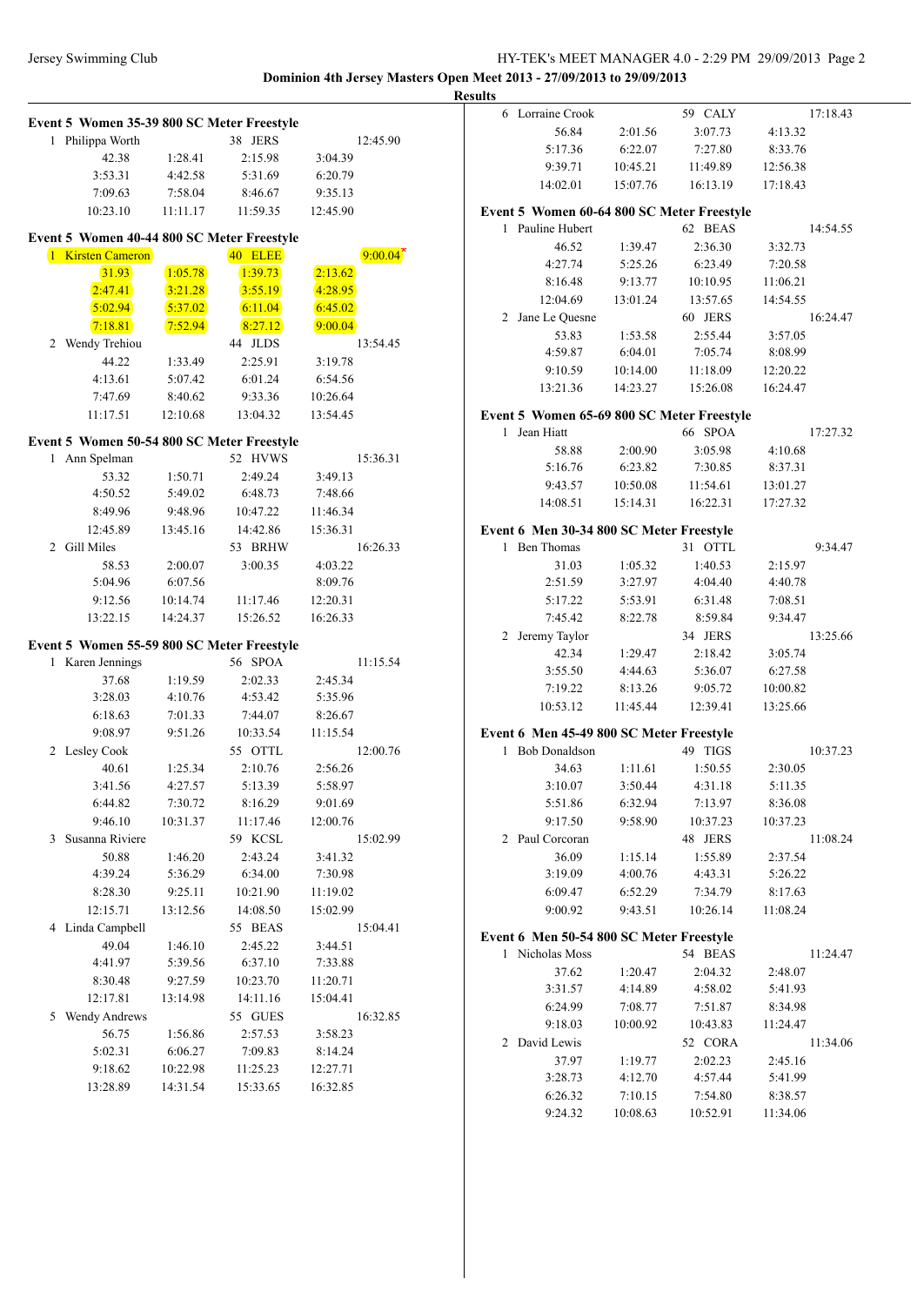**Dominion 4th Jersey Masters Open Meet 2013 - 27/09/2013 to 29/09/2013**

**Results**

**Event 5 Women 35-39 800 SC Meter Freestyle**

| | | | |
|---|---|---|---|
| 1 Philippa Worth | | 38 JERS | 12:45.90 |
| 42.38 | 1:28.41 | 2:15.98 | 3:04.39 |
| 3:53.31 | 4:42.58 | 5:31.69 | 6:20.79 |
| 7:09.63 | 7:58.04 | 8:46.67 | 9:35.13 |
| 10:23.10 | 11:11.17 | 11:59.35 | 12:45.90 |

**Event 5 Women 40-44 800 SC Meter Freestyle**

| | | | |
|---|---|---|---|
| 1 Kirsten Cameron | | 40 ELEE | 9:00.04* |
| 31.93 | 1:05.78 | 1:39.73 | 2:13.62 |
| 2:47.41 | 3:21.28 | 3:55.19 | 4:28.95 |
| 5:02.94 | 5:37.02 | 6:11.04 | 6:45.02 |
| 7:18.81 | 7:52.94 | 8:27.12 | 9:00.04 |
| 2 Wendy Trehiou | | 44 JLDS | 13:54.45 |
| 44.22 | 1:33.49 | 2:25.91 | 3:19.78 |
| 4:13.61 | 5:07.42 | 6:01.24 | 6:54.56 |
| 7:47.69 | 8:40.62 | 9:33.36 | 10:26.64 |
| 11:17.51 | 12:10.68 | 13:04.32 | 13:54.45 |

**Event 5 Women 50-54 800 SC Meter Freestyle**

| | | | |
|---|---|---|---|
| 1 Ann Spelman | | 52 HVWS | 15:36.31 |
| 53.32 | 1:50.71 | 2:49.24 | 3:49.13 |
| 4:50.52 | 5:49.02 | 6:48.73 | 7:48.66 |
| 8:49.96 | 9:48.96 | 10:47.22 | 11:46.34 |
| 12:45.89 | 13:45.16 | 14:42.86 | 15:36.31 |
| 2 Gill Miles | | 53 BRHW | 16:26.33 |
| 58.53 | 2:00.07 | 3:00.35 | 4:03.22 |
| 5:04.96 | 6:07.56 | | 8:09.76 |
| 9:12.56 | 10:14.74 | 11:17.46 | 12:20.31 |
| 13:22.15 | 14:24.37 | 15:26.52 | 16:26.33 |

**Event 5 Women 55-59 800 SC Meter Freestyle**

| | | | |
|---|---|---|---|
| 1 Karen Jennings | | 56 SPOA | 11:15.54 |
| 37.68 | 1:19.59 | 2:02.33 | 2:45.34 |
| 3:28.03 | 4:10.76 | 4:53.42 | 5:35.96 |
| 6:18.63 | 7:01.33 | 7:44.07 | 8:26.67 |
| 9:08.97 | 9:51.26 | 10:33.54 | 11:15.54 |
| 2 Lesley Cook | | 55 OTTL | 12:00.76 |
| 40.61 | 1:25.34 | 2:10.76 | 2:56.26 |
| 3:41.56 | 4:27.57 | 5:13.39 | 5:58.97 |
| 6:44.82 | 7:30.72 | 8:16.29 | 9:01.69 |
| 9:46.10 | 10:31.37 | 11:17.46 | 12:00.76 |
| 3 Susanna Riviere | | 59 KCSL | 15:02.99 |
| 50.88 | 1:46.20 | 2:43.24 | 3:41.32 |
| 4:39.24 | 5:36.29 | 6:34.00 | 7:30.98 |
| 8:28.30 | 9:25.11 | 10:21.90 | 11:19.02 |
| 12:15.71 | 13:12.56 | 14:08.50 | 15:02.99 |
| 4 Linda Campbell | | 55 BEAS | 15:04.41 |
| 49.04 | 1:46.10 | 2:45.22 | 3:44.51 |
| 4:41.97 | 5:39.56 | 6:37.10 | 7:33.88 |
| 8:30.48 | 9:27.59 | 10:23.70 | 11:20.71 |
| 12:17.81 | 13:14.98 | 14:11.16 | 15:04.41 |
| 5 Wendy Andrews | | 55 GUES | 16:32.85 |
| 56.75 | 1:56.86 | 2:57.53 | 3:58.23 |
| 5:02.31 | 6:06.27 | 7:09.83 | 8:14.24 |
| 9:18.62 | 10:22.98 | 11:25.23 | 12:27.71 |
| 13:28.89 | 14:31.54 | 15:33.65 | 16:32.85 |
| 6 Lorraine Crook | | 59 CALY | 17:18.43 |
| 56.84 | 2:01.56 | 3:07.73 | 4:13.32 |
| 5:17.36 | 6:22.07 | 7:27.80 | 8:33.76 |
| 9:39.71 | 10:45.21 | 11:49.89 | 12:56.38 |
| 14:02.01 | 15:07.76 | 16:13.19 | 17:18.43 |

**Event 5 Women 60-64 800 SC Meter Freestyle**

| | | | |
|---|---|---|---|
| 1 Pauline Hubert | | 62 BEAS | 14:54.55 |
| 46.52 | 1:39.47 | 2:36.30 | 3:32.73 |
| 4:27.74 | 5:25.26 | 6:23.49 | 7:20.58 |
| 8:16.48 | 9:13.77 | 10:10.95 | 11:06.21 |
| 12:04.69 | 13:01.24 | 13:57.65 | 14:54.55 |
| 2 Jane Le Quesne | | 60 JERS | 16:24.47 |
| 53.83 | 1:53.58 | 2:55.44 | 3:57.05 |
| 4:59.87 | 6:04.01 | 7:05.74 | 8:08.99 |
| 9:10.59 | 10:14.00 | 11:18.09 | 12:20.22 |
| 13:21.36 | 14:23.27 | 15:26.08 | 16:24.47 |

**Event 5 Women 65-69 800 SC Meter Freestyle**

| | | | |
|---|---|---|---|
| 1 Jean Hiatt | | 66 SPOA | 17:27.32 |
| 58.88 | 2:00.90 | 3:05.98 | 4:10.68 |
| 5:16.76 | 6:23.82 | 7:30.85 | 8:37.31 |
| 9:43.57 | 10:50.08 | 11:54.61 | 13:01.27 |
| 14:08.51 | 15:14.31 | 16:22.31 | 17:27.32 |

**Event 6 Men 30-34 800 SC Meter Freestyle**

| | | | |
|---|---|---|---|
| 1 Ben Thomas | | 31 OTTL | 9:34.47 |
| 31.03 | 1:05.32 | 1:40.53 | 2:15.97 |
| 2:51.59 | 3:27.97 | 4:04.40 | 4:40.78 |
| 5:17.22 | 5:53.91 | 6:31.48 | 7:08.51 |
| 7:45.42 | 8:22.78 | 8:59.84 | 9:34.47 |
| 2 Jeremy Taylor | | 34 JERS | 13:25.66 |
| 42.34 | 1:29.47 | 2:18.42 | 3:05.74 |
| 3:55.50 | 4:44.63 | 5:36.07 | 6:27.58 |
| 7:19.22 | 8:13.26 | 9:05.72 | 10:00.82 |
| 10:53.12 | 11:45.44 | 12:39.41 | 13:25.66 |

**Event 6 Men 45-49 800 SC Meter Freestyle**

| | | | |
|---|---|---|---|
| 1 Bob Donaldson | | 49 TIGS | 10:37.23 |
| 34.63 | 1:11.61 | 1:50.55 | 2:30.05 |
| 3:10.07 | 3:50.44 | 4:31.18 | 5:11.35 |
| 5:51.86 | 6:32.94 | 7:13.97 | 8:36.08 |
| 9:17.50 | 9:58.90 | 10:37.23 | 10:37.23 |
| 2 Paul Corcoran | | 48 JERS | 11:08.24 |
| 36.09 | 1:15.14 | 1:55.89 | 2:37.54 |
| 3:19.09 | 4:00.76 | 4:43.31 | 5:26.22 |
| 6:09.47 | 6:52.29 | 7:34.79 | 8:17.63 |
| 9:00.92 | 9:43.51 | 10:26.14 | 11:08.24 |

**Event 6 Men 50-54 800 SC Meter Freestyle**

| | | | |
|---|---|---|---|
| 1 Nicholas Moss | | 54 BEAS | 11:24.47 |
| 37.62 | 1:20.47 | 2:04.32 | 2:48.07 |
| 3:31.57 | 4:14.89 | 4:58.02 | 5:41.93 |
| 6:24.99 | 7:08.77 | 7:51.87 | 8:34.98 |
| 9:18.03 | 10:00.92 | 10:43.83 | 11:24.47 |
| 2 David Lewis | | 52 CORA | 11:34.06 |
| 37.97 | 1:19.77 | 2:02.23 | 2:45.16 |
| 3:28.73 | 4:12.70 | 4:57.44 | 5:41.99 |
| 6:26.32 | 7:10.15 | 7:54.80 | 8:38.57 |
| 9:24.32 | 10:08.63 | 10:52.91 | 11:34.06 |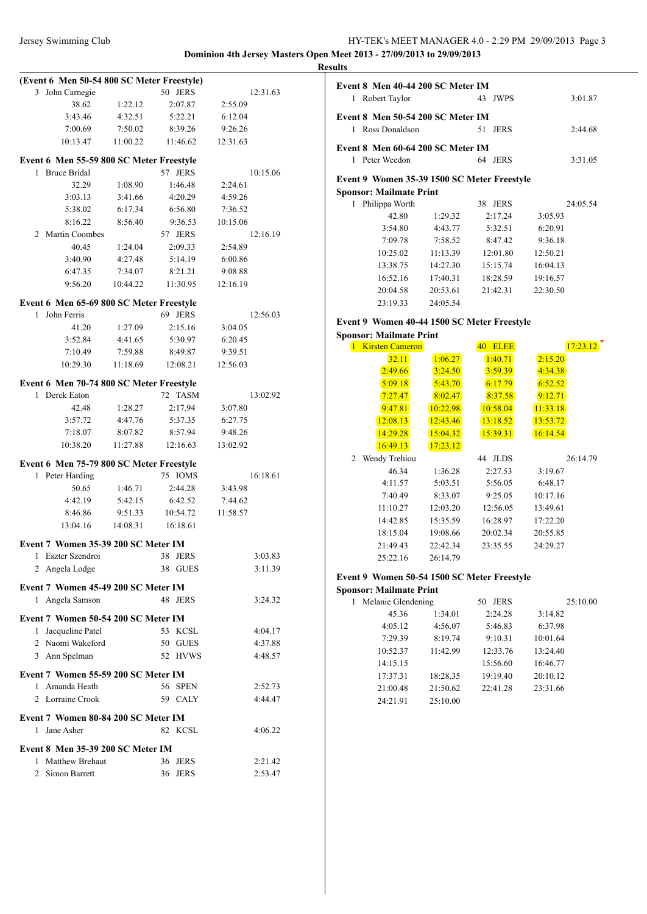## Dominion 4th Jersey Masters Open Meet 2013 - 27/09/2013 to 29/09/2013

### Results

**(Event 6 Men 50-54 800 SC Meter Freestyle)**

| | Name | Age | Team | Finals Time |
|---|---|---|---|---|
| 3 | John Carnegie | 50 | JERS | 12:31.63 |

38.62 1:22.12 2:07.87 2:55.09
3:43.46 4:32.51 5:22.21 6:12.04
7:00.69 7:50.02 8:39.26 9:26.26
10:13.47 11:00.22 11:46.62 12:31.63

**Event 6 Men 55-59 800 SC Meter Freestyle**

| | Name | Age | Team | Finals Time |
|---|---|---|---|---|
| 1 | Bruce Bridal | 57 | JERS | 10:15.06 |

32.29 1:08.90 1:46.48 2:24.61
3:03.13 3:41.66 4:20.29 4:59.26
5:38.02 6:17.34 6:56.80 7:36.52
8:16.22 8:56.40 9:36.53 10:15.06

| | Name | Age | Team | Finals Time |
|---|---|---|---|---|
| 2 | Martin Coombes | 57 | JERS | 12:16.19 |

40.45 1:24.04 2:09.33 2:54.89
3:40.90 4:27.48 5:14.19 6:00.86
6:47.35 7:34.07 8:21.21 9:08.88
9:56.20 10:44.22 11:30.95 12:16.19

**Event 6 Men 65-69 800 SC Meter Freestyle**

| | Name | Age | Team | Finals Time |
|---|---|---|---|---|
| 1 | John Ferris | 69 | JERS | 12:56.03 |

41.20 1:27.09 2:15.16 3:04.05
3:52.84 4:41.65 5:30.97 6:20.45
7:10.49 7:59.88 8:49.87 9:39.51
10:29.30 11:18.69 12:08.21 12:56.03

**Event 6 Men 70-74 800 SC Meter Freestyle**

| | Name | Age | Team | Finals Time |
|---|---|---|---|---|
| 1 | Derek Eaton | 72 | TASM | 13:02.92 |

42.48 1:28.27 2:17.94 3:07.80
3:57.72 4:47.76 5:37.35 6:27.75
7:18.07 8:07.82 8:57.94 9:48.26
10:38.20 11:27.88 12:16.63 13:02.92

**Event 6 Men 75-79 800 SC Meter Freestyle**

| | Name | Age | Team | Finals Time |
|---|---|---|---|---|
| 1 | Peter Harding | 75 | IOMS | 16:18.61 |

50.65 1:46.71 2:44.28 3:43.98
4:42.19 5:42.15 6:42.52 7:44.62
8:46.86 9:51.33 10:54.72 11:58.57
13:04.16 14:08.31 16:18.61

**Event 7 Women 35-39 200 SC Meter IM**

| | Name | Age | Team | Finals Time |
|---|---|---|---|---|
| 1 | Eszter Szendroi | 38 | JERS | 3:03.83 |
| 2 | Angela Lodge | 38 | GUES | 3:11.39 |

**Event 7 Women 45-49 200 SC Meter IM**

| | Name | Age | Team | Finals Time |
|---|---|---|---|---|
| 1 | Angela Samson | 48 | JERS | 3:24.32 |

**Event 7 Women 50-54 200 SC Meter IM**

| | Name | Age | Team | Finals Time |
|---|---|---|---|---|
| 1 | Jacqueline Patel | 53 | KCSL | 4:04.17 |
| 2 | Naomi Wakeford | 50 | GUES | 4:37.88 |
| 3 | Ann Spelman | 52 | HVWS | 4:48.57 |

**Event 7 Women 55-59 200 SC Meter IM**

| | Name | Age | Team | Finals Time |
|---|---|---|---|---|
| 1 | Amanda Heath | 56 | SPEN | 2:52.73 |
| 2 | Lorraine Crook | 59 | CALY | 4:44.47 |

**Event 7 Women 80-84 200 SC Meter IM**

| | Name | Age | Team | Finals Time |
|---|---|---|---|---|
| 1 | Jane Asher | 82 | KCSL | 4:06.22 |

**Event 8 Men 35-39 200 SC Meter IM**

| | Name | Age | Team | Finals Time |
|---|---|---|---|---|
| 1 | Matthew Brehaut | 36 | JERS | 2:21.42 |
| 2 | Simon Barrett | 36 | JERS | 2:53.47 |

**Event 8 Men 40-44 200 SC Meter IM**

| | Name | Age | Team | Finals Time |
|---|---|---|---|---|
| 1 | Robert Taylor | 43 | JWPS | 3:01.87 |

**Event 8 Men 50-54 200 SC Meter IM**

| | Name | Age | Team | Finals Time |
|---|---|---|---|---|
| 1 | Ross Donaldson | 51 | JERS | 2:44.68 |

**Event 8 Men 60-64 200 SC Meter IM**

| | Name | Age | Team | Finals Time |
|---|---|---|---|---|
| 1 | Peter Weedon | 64 | JERS | 3:31.05 |

**Event 9 Women 35-39 1500 SC Meter Freestyle**

**Sponsor: Mailmate Print**

| | Name | Age | Team | Finals Time |
|---|---|---|---|---|
| 1 | Philippa Worth | 38 | JERS | 24:05.54 |

42.80 1:29.32 2:17.24 3:05.93
3:54.80 4:43.77 5:32.51 6:20.91
7:09.78 7:58.52 8:47.42 9:36.18
10:25.02 11:13.39 12:01.80 12:50.21
13:38.75 14:27.30 15:15.74 16:04.13
16:52.16 17:40.31 18:28.59 19:16.57
20:04.58 20:53.61 21:42.31 22:30.50
23:19.33 24:05.54

**Event 9 Women 40-44 1500 SC Meter Freestyle**

**Sponsor: Mailmate Print**

| | Name | Age | Team | Finals Time |
|---|---|---|---|---|
| 1 | Kirsten Cameron | 40 | ELEE | 17:23.12 * |

32.11 1:06.27 1:40.71 2:15.20
2:49.66 3:24.50 3:59.39 4:34.38
5:09.18 5:43.70 6:17.79 6:52.52
7:27.47 8:02.47 8:37.58 9:12.71
9:47.81 10:22.98 10:58.04 11:33.18
12:08.13 12:43.46 13:18.52 13:53.72
14:29.28 15:04.32 15:39.31 16:14.54
16:49.13 17:23.12

| | Name | Age | Team | Finals Time |
|---|---|---|---|---|
| 2 | Wendy Trehiou | 44 | JLDS | 26:14.79 |

46.34 1:36.28 2:27.53 3:19.67
4:11.57 5:03.51 5:56.05 6:48.17
7:40.49 8:33.07 9:25.05 10:17.16
11:10.27 12:03.20 12:56.05 13:49.61
14:42.85 15:35.59 16:28.97 17:22.20
18:15.04 19:08.66 20:02.34 20:55.85
21:49.43 22:42.34 23:35.55 24:29.27
25:22.16 26:14.79

**Event 9 Women 50-54 1500 SC Meter Freestyle**

**Sponsor: Mailmate Print**

| | Name | Age | Team | Finals Time |
|---|---|---|---|---|
| 1 | Melanie Glendening | 50 | JERS | 25:10.00 |

45.36 1:34.01 2:24.28 3:14.82
4:05.12 4:56.07 5:46.83 6:37.98
7:29.39 8:19.74 9:10.31 10:01.64
10:52.37 11:42.99 12:33.76 13:24.40
14:15.15 15:56.60 16:46.77
17:37.31 18:28.35 19:19.40 20:10.12
21:00.48 21:50.62 22:41.28 23:31.66
24:21.91 25:10.00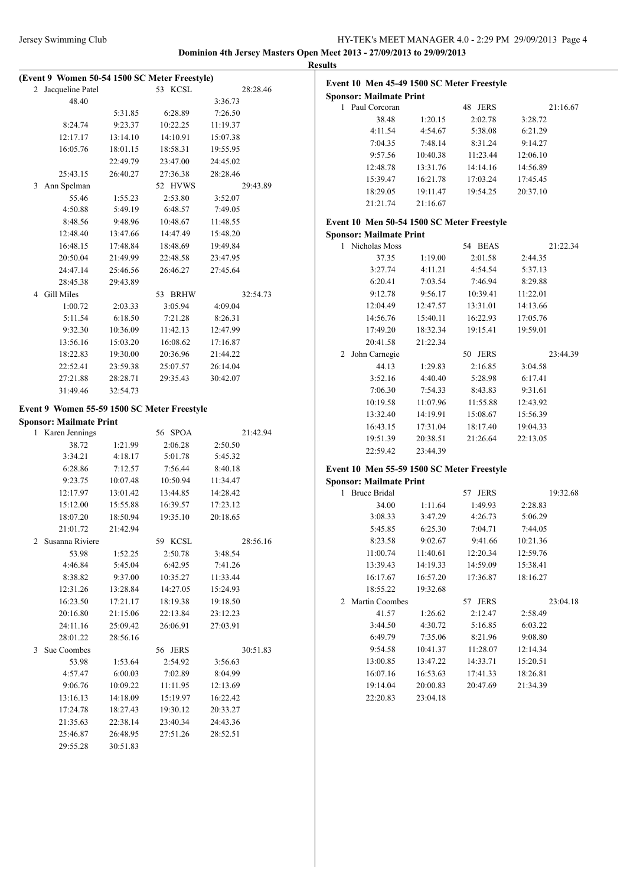**Dominion 4th Jersey Masters Open Meet 2013 - 27/09/2013 to 29/09/2013**

**Results**

**(Event 9 Women 50-54 1500 SC Meter Freestyle)**

2 Jacqueline Patel 53 KCSL 28:28.46

| | | | |
|---|---|---|---|
| 48.40 | | | 3:36.73 |
| | 5:31.85 | 6:28.89 | 7:26.50 |
| 8:24.74 | 9:23.37 | 10:22.25 | 11:19.37 |
| 12:17.17 | 13:14.10 | 14:10.91 | 15:07.38 |
| 16:05.76 | 18:01.15 | 18:58.31 | 19:55.95 |
| | 22:49.79 | 23:47.00 | 24:45.02 |
| 25:43.15 | 26:40.27 | 27:36.38 | 28:28.46 |

3 Ann Spelman 52 HVWS 29:43.89

| | | | |
|---|---|---|---|
| 55.46 | 1:55.23 | 2:53.80 | 3:52.07 |
| 4:50.88 | 5:49.19 | 6:48.57 | 7:49.05 |
| 8:48.56 | 9:48.96 | 10:48.67 | 11:48.55 |
| 12:48.40 | 13:47.66 | 14:47.49 | 15:48.20 |
| 16:48.15 | 17:48.84 | 18:48.69 | 19:49.84 |
| 20:50.04 | 21:49.99 | 22:48.58 | 23:47.95 |
| 24:47.14 | 25:46.56 | 26:46.27 | 27:45.64 |
| 28:45.38 | 29:43.89 | | |

4 Gill Miles 53 BRHW 32:54.73

| | | | |
|---|---|---|---|
| 1:00.72 | 2:03.33 | 3:05.94 | 4:09.04 |
| 5:11.54 | 6:18.50 | 7:21.28 | 8:26.31 |
| 9:32.30 | 10:36.09 | 11:42.13 | 12:47.99 |
| 13:56.16 | 15:03.20 | 16:08.62 | 17:16.87 |
| 18:22.83 | 19:30.00 | 20:36.96 | 21:44.22 |
| 22:52.41 | 23:59.38 | 25:07.57 | 26:14.04 |
| 27:21.88 | 28:28.71 | 29:35.43 | 30:42.07 |
| 31:49.46 | 32:54.73 | | |

**Event 9 Women 55-59 1500 SC Meter Freestyle**

**Sponsor: Mailmate Print**

1 Karen Jennings 56 SPOA 21:42.94

| | | | |
|---|---|---|---|
| 38.72 | 1:21.99 | 2:06.28 | 2:50.50 |
| 3:34.21 | 4:18.17 | 5:01.78 | 5:45.32 |
| 6:28.86 | 7:12.57 | 7:56.44 | 8:40.18 |
| 9:23.75 | 10:07.48 | 10:50.94 | 11:34.47 |
| 12:17.97 | 13:01.42 | 13:44.85 | 14:28.42 |
| 15:12.00 | 15:55.88 | 16:39.57 | 17:23.12 |
| 18:07.20 | 18:50.94 | 19:35.10 | 20:18.65 |
| 21:01.72 | 21:42.94 | | |

2 Susanna Riviere 59 KCSL 28:56.16

| | | | |
|---|---|---|---|
| 53.98 | 1:52.25 | 2:50.78 | 3:48.54 |
| 4:46.84 | 5:45.04 | 6:42.95 | 7:41.26 |
| 8:38.82 | 9:37.00 | 10:35.27 | 11:33.44 |
| 12:31.26 | 13:28.84 | 14:27.05 | 15:24.93 |
| 16:23.50 | 17:21.17 | 18:19.38 | 19:18.50 |
| 20:16.80 | 21:15.06 | 22:13.84 | 23:12.23 |
| 24:11.16 | 25:09.42 | 26:06.91 | 27:03.91 |
| 28:01.22 | 28:56.16 | | |

3 Sue Coombes 56 JERS 30:51.83

| | | | |
|---|---|---|---|
| 53.98 | 1:53.64 | 2:54.92 | 3:56.63 |
| 4:57.47 | 6:00.03 | 7:02.89 | 8:04.99 |
| 9:06.76 | 10:09.22 | 11:11.95 | 12:13.69 |
| 13:16.13 | 14:18.09 | 15:19.97 | 16:22.42 |
| 17:24.78 | 18:27.43 | 19:30.12 | 20:33.27 |
| 21:35.63 | 22:38.14 | 23:40.34 | 24:43.36 |
| 25:46.87 | 26:48.95 | 27:51.26 | 28:52.51 |
| 29:55.28 | 30:51.83 | | |

**Event 10 Men 45-49 1500 SC Meter Freestyle**

**Sponsor: Mailmate Print**

1 Paul Corcoran 48 JERS 21:16.67

| | | | |
|---|---|---|---|
| 38.48 | 1:20.15 | 2:02.78 | 3:28.72 |
| 4:11.54 | 4:54.67 | 5:38.08 | 6:21.29 |
| 7:04.35 | 7:48.14 | 8:31.24 | 9:14.27 |
| 9:57.56 | 10:40.38 | 11:23.44 | 12:06.10 |
| 12:48.78 | 13:31.76 | 14:14.16 | 14:56.89 |
| 15:39.47 | 16:21.78 | 17:03.24 | 17:45.45 |
| 18:29.05 | 19:11.47 | 19:54.25 | 20:37.10 |
| 21:21.74 | 21:16.67 | | |

**Event 10 Men 50-54 1500 SC Meter Freestyle**

**Sponsor: Mailmate Print**

1 Nicholas Moss 54 BEAS 21:22.34

| | | | |
|---|---|---|---|
| 37.35 | 1:19.00 | 2:01.58 | 2:44.35 |
| 3:27.74 | 4:11.21 | 4:54.54 | 5:37.13 |
| 6:20.41 | 7:03.54 | 7:46.94 | 8:29.88 |
| 9:12.78 | 9:56.17 | 10:39.41 | 11:22.01 |
| 12:04.49 | 12:47.57 | 13:31.01 | 14:13.66 |
| 14:56.76 | 15:40.11 | 16:22.93 | 17:05.76 |
| 17:49.20 | 18:32.34 | 19:15.41 | 19:59.01 |
| 20:41.58 | 21:22.34 | | |

2 John Carnegie 50 JERS 23:44.39

| | | | |
|---|---|---|---|
| 44.13 | 1:29.83 | 2:16.85 | 3:04.58 |
| 3:52.16 | 4:40.40 | 5:28.98 | 6:17.41 |
| 7:06.30 | 7:54.33 | 8:43.83 | 9:31.61 |
| 10:19.58 | 11:07.96 | 11:55.88 | 12:43.92 |
| 13:32.40 | 14:19.91 | 15:08.67 | 15:56.39 |
| 16:43.15 | 17:31.04 | 18:17.40 | 19:04.33 |
| 19:51.39 | 20:38.51 | 21:26.64 | 22:13.05 |
| 22:59.42 | 23:44.39 | | |

**Event 10 Men 55-59 1500 SC Meter Freestyle**

**Sponsor: Mailmate Print**

1 Bruce Bridal 57 JERS 19:32.68

| | | | |
|---|---|---|---|
| 34.00 | 1:11.64 | 1:49.93 | 2:28.83 |
| 3:08.33 | 3:47.29 | 4:26.73 | 5:06.29 |
| 5:45.85 | 6:25.30 | 7:04.71 | 7:44.05 |
| 8:23.58 | 9:02.67 | 9:41.66 | 10:21.36 |
| 11:00.74 | 11:40.61 | 12:20.34 | 12:59.76 |
| 13:39.43 | 14:19.33 | 14:59.09 | 15:38.41 |
| 16:17.67 | 16:57.20 | 17:36.87 | 18:16.27 |
| 18:55.22 | 19:32.68 | | |

2 Martin Coombes 57 JERS 23:04.18

| | | | |
|---|---|---|---|
| 41.57 | 1:26.62 | 2:12.47 | 2:58.49 |
| 3:44.50 | 4:30.72 | 5:16.85 | 6:03.22 |
| 6:49.79 | 7:35.06 | 8:21.96 | 9:08.80 |
| 9:54.58 | 10:41.37 | 11:28.07 | 12:14.34 |
| 13:00.85 | 13:47.22 | 14:33.71 | 15:20.51 |
| 16:07.16 | 16:53.63 | 17:41.33 | 18:26.81 |
| 19:14.04 | 20:00.83 | 20:47.69 | 21:34.39 |
| 22:20.83 | 23:04.18 | | |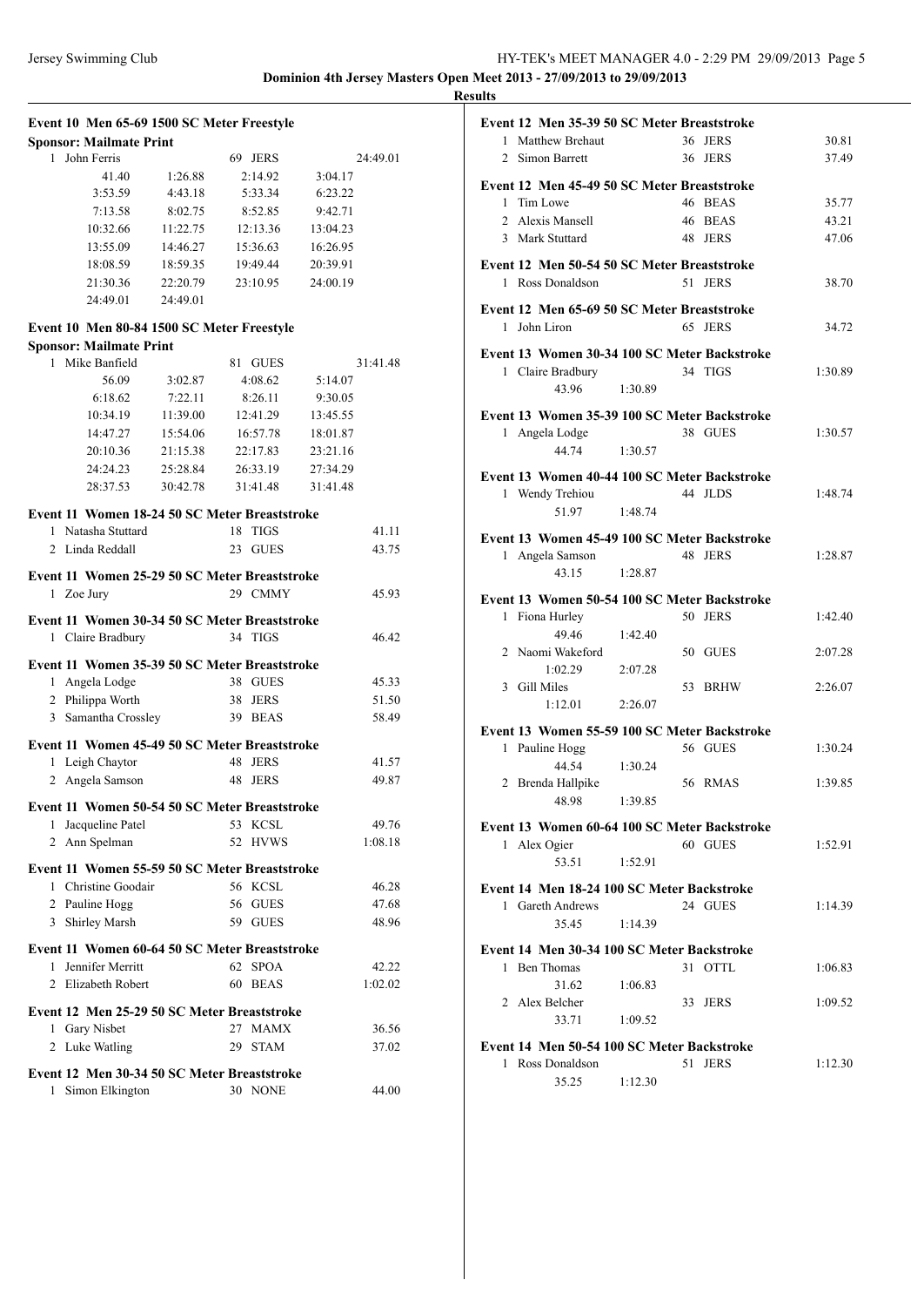**Dominion 4th Jersey Masters Open Meet 2013 - 27/09/2013 to 29/09/2013**

**Results**

### Event 10 Men 65-69 1500 SC Meter Freestyle

**Sponsor: Mailmate Print**

| | Name | Age | Team | Finals Time |
|---|---|---|---|---|
| 1 | John Ferris | 69 | JERS | 24:49.01 |

| | | | |
|---|---|---|---|
| 41.40 | 1:26.88 | 2:14.92 | 3:04.17 |
| 3:53.59 | 4:43.18 | 5:33.34 | 6:23.22 |
| 7:13.58 | 8:02.75 | 8:52.85 | 9:42.71 |
| 10:32.66 | 11:22.75 | 12:13.36 | 13:04.23 |
| 13:55.09 | 14:46.27 | 15:36.63 | 16:26.95 |
| 18:08.59 | 18:59.35 | 19:49.44 | 20:39.91 |
| 21:30.36 | 22:20.79 | 23:10.95 | 24:00.19 |
| 24:49.01 | 24:49.01 | | |

### Event 10 Men 80-84 1500 SC Meter Freestyle

**Sponsor: Mailmate Print**

| | Name | Age | Team | Finals Time |
|---|---|---|---|---|
| 1 | Mike Banfield | 81 | GUES | 31:41.48 |

| | | | |
|---|---|---|---|
| 56.09 | 3:02.87 | 4:08.62 | 5:14.07 |
| 6:18.62 | 7:22.11 | 8:26.11 | 9:30.05 |
| 10:34.19 | 11:39.00 | 12:41.29 | 13:45.55 |
| 14:47.27 | 15:54.06 | 16:57.78 | 18:01.87 |
| 20:10.36 | 21:15.38 | 22:17.83 | 23:21.16 |
| 24:24.23 | 25:28.84 | 26:33.19 | 27:34.29 |
| 28:37.53 | 30:42.78 | 31:41.48 | 31:41.48 |

### Event 11 Women 18-24 50 SC Meter Breaststroke

| | Name | Age | Team | Finals Time |
|---|---|---|---|---|
| 1 | Natasha Stuttard | 18 | TIGS | 41.11 |
| 2 | Linda Reddall | 23 | GUES | 43.75 |

### Event 11 Women 25-29 50 SC Meter Breaststroke

| | Name | Age | Team | Finals Time |
|---|---|---|---|---|
| 1 | Zoe Jury | 29 | CMMY | 45.93 |

### Event 11 Women 30-34 50 SC Meter Breaststroke

| | Name | Age | Team | Finals Time |
|---|---|---|---|---|
| 1 | Claire Bradbury | 34 | TIGS | 46.42 |

### Event 11 Women 35-39 50 SC Meter Breaststroke

| | Name | Age | Team | Finals Time |
|---|---|---|---|---|
| 1 | Angela Lodge | 38 | GUES | 45.33 |
| 2 | Philippa Worth | 38 | JERS | 51.50 |
| 3 | Samantha Crossley | 39 | BEAS | 58.49 |

### Event 11 Women 45-49 50 SC Meter Breaststroke

| | Name | Age | Team | Finals Time |
|---|---|---|---|---|
| 1 | Leigh Chaytor | 48 | JERS | 41.57 |
| 2 | Angela Samson | 48 | JERS | 49.87 |

### Event 11 Women 50-54 50 SC Meter Breaststroke

| | Name | Age | Team | Finals Time |
|---|---|---|---|---|
| 1 | Jacqueline Patel | 53 | KCSL | 49.76 |
| 2 | Ann Spelman | 52 | HVWS | 1:08.18 |

### Event 11 Women 55-59 50 SC Meter Breaststroke

| | Name | Age | Team | Finals Time |
|---|---|---|---|---|
| 1 | Christine Goodair | 56 | KCSL | 46.28 |
| 2 | Pauline Hogg | 56 | GUES | 47.68 |
| 3 | Shirley Marsh | 59 | GUES | 48.96 |

### Event 11 Women 60-64 50 SC Meter Breaststroke

| | Name | Age | Team | Finals Time |
|---|---|---|---|---|
| 1 | Jennifer Merritt | 62 | SPOA | 42.22 |
| 2 | Elizabeth Robert | 60 | BEAS | 1:02.02 |

### Event 12 Men 25-29 50 SC Meter Breaststroke

| | Name | Age | Team | Finals Time |
|---|---|---|---|---|
| 1 | Gary Nisbet | 27 | MAMX | 36.56 |
| 2 | Luke Watling | 29 | STAM | 37.02 |

### Event 12 Men 30-34 50 SC Meter Breaststroke

| | Name | Age | Team | Finals Time |
|---|---|---|---|---|
| 1 | Simon Elkington | 30 | NONE | 44.00 |

### Event 12 Men 35-39 50 SC Meter Breaststroke

| | Name | Age | Team | Finals Time |
|---|---|---|---|---|
| 1 | Matthew Brehaut | 36 | JERS | 30.81 |
| 2 | Simon Barrett | 36 | JERS | 37.49 |

### Event 12 Men 45-49 50 SC Meter Breaststroke

| | Name | Age | Team | Finals Time |
|---|---|---|---|---|
| 1 | Tim Lowe | 46 | BEAS | 35.77 |
| 2 | Alexis Mansell | 46 | BEAS | 43.21 |
| 3 | Mark Stuttard | 48 | JERS | 47.06 |

### Event 12 Men 50-54 50 SC Meter Breaststroke

| | Name | Age | Team | Finals Time |
|---|---|---|---|---|
| 1 | Ross Donaldson | 51 | JERS | 38.70 |

### Event 12 Men 65-69 50 SC Meter Breaststroke

| | Name | Age | Team | Finals Time |
|---|---|---|---|---|
| 1 | John Liron | 65 | JERS | 34.72 |

### Event 13 Women 30-34 100 SC Meter Backstroke

| | Name | Age | Team | Finals Time | Splits |
|---|---|---|---|---|---|
| 1 | Claire Bradbury | 34 | TIGS | 1:30.89 | 43.96, 1:30.89 |

### Event 13 Women 35-39 100 SC Meter Backstroke

| | Name | Age | Team | Finals Time | Splits |
|---|---|---|---|---|---|
| 1 | Angela Lodge | 38 | GUES | 1:30.57 | 44.74, 1:30.57 |

### Event 13 Women 40-44 100 SC Meter Backstroke

| | Name | Age | Team | Finals Time | Splits |
|---|---|---|---|---|---|
| 1 | Wendy Trehiou | 44 | JLDS | 1:48.74 | 51.97, 1:48.74 |

### Event 13 Women 45-49 100 SC Meter Backstroke

| | Name | Age | Team | Finals Time | Splits |
|---|---|---|---|---|---|
| 1 | Angela Samson | 48 | JERS | 1:28.87 | 43.15, 1:28.87 |

### Event 13 Women 50-54 100 SC Meter Backstroke

| | Name | Age | Team | Finals Time | Splits |
|---|---|---|---|---|---|
| 1 | Fiona Hurley | 50 | JERS | 1:42.40 | 49.46, 1:42.40 |
| 2 | Naomi Wakeford | 50 | GUES | 2:07.28 | 1:02.29, 2:07.28 |
| 3 | Gill Miles | 53 | BRHW | 2:26.07 | 1:12.01, 2:26.07 |

### Event 13 Women 55-59 100 SC Meter Backstroke

| | Name | Age | Team | Finals Time | Splits |
|---|---|---|---|---|---|
| 1 | Pauline Hogg | 56 | GUES | 1:30.24 | 44.54, 1:30.24 |
| 2 | Brenda Hallpike | 56 | RMAS | 1:39.85 | 48.98, 1:39.85 |

### Event 13 Women 60-64 100 SC Meter Backstroke

| | Name | Age | Team | Finals Time | Splits |
|---|---|---|---|---|---|
| 1 | Alex Ogier | 60 | GUES | 1:52.91 | 53.51, 1:52.91 |

### Event 14 Men 18-24 100 SC Meter Backstroke

| | Name | Age | Team | Finals Time | Splits |
|---|---|---|---|---|---|
| 1 | Gareth Andrews | 24 | GUES | 1:14.39 | 35.45, 1:14.39 |

### Event 14 Men 30-34 100 SC Meter Backstroke

| | Name | Age | Team | Finals Time | Splits |
|---|---|---|---|---|---|
| 1 | Ben Thomas | 31 | OTTL | 1:06.83 | 31.62, 1:06.83 |
| 2 | Alex Belcher | 33 | JERS | 1:09.52 | 33.71, 1:09.52 |

### Event 14 Men 50-54 100 SC Meter Backstroke

| | Name | Age | Team | Finals Time | Splits |
|---|---|---|---|---|---|
| 1 | Ross Donaldson | 51 | JERS | 1:12.30 | 35.25, 1:12.30 |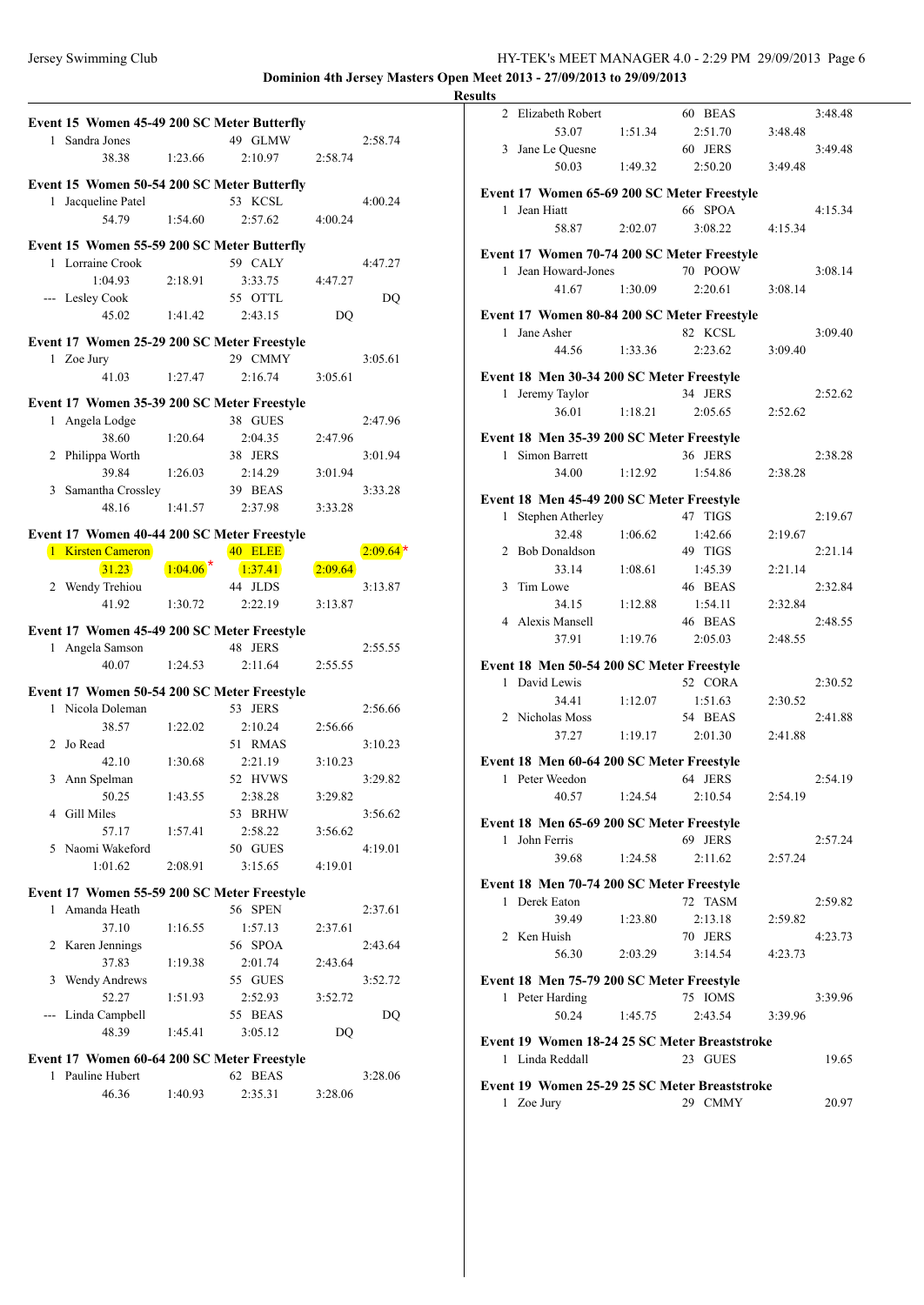**Dominion 4th Jersey Masters Open Meet 2013 - 27/09/2013 to 29/09/2013**

**Results**

**Event 15 Women 45-49 200 SC Meter Butterfly**

| | Name | Age | Team | | Finals Time |
|---|---|---|---|---|---|
| 1 | Sandra Jones | 49 | GLMW | | 2:58.74 |
| | 38.38 | 1:23.66 | 2:10.97 | 2:58.74 | |

**Event 15 Women 50-54 200 SC Meter Butterfly**

| | Name | Age | Team | | Finals Time |
|---|---|---|---|---|---|
| 1 | Jacqueline Patel | 53 | KCSL | | 4:00.24 |
| | 54.79 | 1:54.60 | 2:57.62 | 4:00.24 | |

**Event 15 Women 55-59 200 SC Meter Butterfly**

| | Name | Age | Team | | Finals Time |
|---|---|---|---|---|---|
| 1 | Lorraine Crook | 59 | CALY | | 4:47.27 |
| | 1:04.93 | 2:18.91 | 3:33.75 | 4:47.27 | |
| --- | Lesley Cook | 55 | OTTL | | DQ |
| | 45.02 | 1:41.42 | 2:43.15 | DQ | |

**Event 17 Women 25-29 200 SC Meter Freestyle**

| | Name | Age | Team | | Finals Time |
|---|---|---|---|---|---|
| 1 | Zoe Jury | 29 | CMMY | | 3:05.61 |
| | 41.03 | 1:27.47 | 2:16.74 | 3:05.61 | |

**Event 17 Women 35-39 200 SC Meter Freestyle**

| | Name | Age | Team | | Finals Time |
|---|---|---|---|---|---|
| 1 | Angela Lodge | 38 | GUES | | 2:47.96 |
| | 38.60 | 1:20.64 | 2:04.35 | 2:47.96 | |
| 2 | Philippa Worth | 38 | JERS | | 3:01.94 |
| | 39.84 | 1:26.03 | 2:14.29 | 3:01.94 | |
| 3 | Samantha Crossley | 39 | BEAS | | 3:33.28 |
| | 48.16 | 1:41.57 | 2:37.98 | 3:33.28 | |

**Event 17 Women 40-44 200 SC Meter Freestyle**

| | Name | Age | Team | | Finals Time |
|---|---|---|---|---|---|
| 1 | Kirsten Cameron | 40 | ELEE | | 2:09.64* |
| | 31.23 | 1:04.06* | 1:37.41 | 2:09.64 | |
| 2 | Wendy Trehiou | 44 | JLDS | | 3:13.87 |
| | 41.92 | 1:30.72 | 2:22.19 | 3:13.87 | |

**Event 17 Women 45-49 200 SC Meter Freestyle**

| | Name | Age | Team | | Finals Time |
|---|---|---|---|---|---|
| 1 | Angela Samson | 48 | JERS | | 2:55.55 |
| | 40.07 | 1:24.53 | 2:11.64 | 2:55.55 | |

**Event 17 Women 50-54 200 SC Meter Freestyle**

| | Name | Age | Team | | Finals Time |
|---|---|---|---|---|---|
| 1 | Nicola Doleman | 53 | JERS | | 2:56.66 |
| | 38.57 | 1:22.02 | 2:10.24 | 2:56.66 | |
| 2 | Jo Read | 51 | RMAS | | 3:10.23 |
| | 42.10 | 1:30.68 | 2:21.19 | 3:10.23 | |
| 3 | Ann Spelman | 52 | HVWS | | 3:29.82 |
| | 50.25 | 1:43.55 | 2:38.28 | 3:29.82 | |
| 4 | Gill Miles | 53 | BRHW | | 3:56.62 |
| | 57.17 | 1:57.41 | 2:58.22 | 3:56.62 | |
| 5 | Naomi Wakeford | 50 | GUES | | 4:19.01 |
| | 1:01.62 | 2:08.91 | 3:15.65 | 4:19.01 | |

**Event 17 Women 55-59 200 SC Meter Freestyle**

| | Name | Age | Team | | Finals Time |
|---|---|---|---|---|---|
| 1 | Amanda Heath | 56 | SPEN | | 2:37.61 |
| | 37.10 | 1:16.55 | 1:57.13 | 2:37.61 | |
| 2 | Karen Jennings | 56 | SPOA | | 2:43.64 |
| | 37.83 | 1:19.38 | 2:01.74 | 2:43.64 | |
| 3 | Wendy Andrews | 55 | GUES | | 3:52.72 |
| | 52.27 | 1:51.93 | 2:52.93 | 3:52.72 | |
| --- | Linda Campbell | 55 | BEAS | | DQ |
| | 48.39 | 1:45.41 | 3:05.12 | DQ | |

**Event 17 Women 60-64 200 SC Meter Freestyle**

| | Name | Age | Team | | Finals Time |
|---|---|---|---|---|---|
| 1 | Pauline Hubert | 62 | BEAS | | 3:28.06 |
| | 46.36 | 1:40.93 | 2:35.31 | 3:28.06 | |
| 2 | Elizabeth Robert | 60 | BEAS | | 3:48.48 |
| | 53.07 | 1:51.34 | 2:51.70 | 3:48.48 | |
| 3 | Jane Le Quesne | 60 | JERS | | 3:49.48 |
| | 50.03 | 1:49.32 | 2:50.20 | 3:49.48 | |

**Event 17 Women 65-69 200 SC Meter Freestyle**

| | Name | Age | Team | | Finals Time |
|---|---|---|---|---|---|
| 1 | Jean Hiatt | 66 | SPOA | | 4:15.34 |
| | 58.87 | 2:02.07 | 3:08.22 | 4:15.34 | |

**Event 17 Women 70-74 200 SC Meter Freestyle**

| | Name | Age | Team | | Finals Time |
|---|---|---|---|---|---|
| 1 | Jean Howard-Jones | 70 | POOW | | 3:08.14 |
| | 41.67 | 1:30.09 | 2:20.61 | 3:08.14 | |

**Event 17 Women 80-84 200 SC Meter Freestyle**

| | Name | Age | Team | | Finals Time |
|---|---|---|---|---|---|
| 1 | Jane Asher | 82 | KCSL | | 3:09.40 |
| | 44.56 | 1:33.36 | 2:23.62 | 3:09.40 | |

**Event 18 Men 30-34 200 SC Meter Freestyle**

| | Name | Age | Team | | Finals Time |
|---|---|---|---|---|---|
| 1 | Jeremy Taylor | 34 | JERS | | 2:52.62 |
| | 36.01 | 1:18.21 | 2:05.65 | 2:52.62 | |

**Event 18 Men 35-39 200 SC Meter Freestyle**

| | Name | Age | Team | | Finals Time |
|---|---|---|---|---|---|
| 1 | Simon Barrett | 36 | JERS | | 2:38.28 |
| | 34.00 | 1:12.92 | 1:54.86 | 2:38.28 | |

**Event 18 Men 45-49 200 SC Meter Freestyle**

| | Name | Age | Team | | Finals Time |
|---|---|---|---|---|---|
| 1 | Stephen Atherley | 47 | TIGS | | 2:19.67 |
| | 32.48 | 1:06.62 | 1:42.66 | 2:19.67 | |
| 2 | Bob Donaldson | 49 | TIGS | | 2:21.14 |
| | 33.14 | 1:08.61 | 1:45.39 | 2:21.14 | |
| 3 | Tim Lowe | 46 | BEAS | | 2:32.84 |
| | 34.15 | 1:12.88 | 1:54.11 | 2:32.84 | |
| 4 | Alexis Mansell | 46 | BEAS | | 2:48.55 |
| | 37.91 | 1:19.76 | 2:05.03 | 2:48.55 | |

**Event 18 Men 50-54 200 SC Meter Freestyle**

| | Name | Age | Team | | Finals Time |
|---|---|---|---|---|---|
| 1 | David Lewis | 52 | CORA | | 2:30.52 |
| | 34.41 | 1:12.07 | 1:51.63 | 2:30.52 | |
| 2 | Nicholas Moss | 54 | BEAS | | 2:41.88 |
| | 37.27 | 1:19.17 | 2:01.30 | 2:41.88 | |

**Event 18 Men 60-64 200 SC Meter Freestyle**

| | Name | Age | Team | | Finals Time |
|---|---|---|---|---|---|
| 1 | Peter Weedon | 64 | JERS | | 2:54.19 |
| | 40.57 | 1:24.54 | 2:10.54 | 2:54.19 | |

**Event 18 Men 65-69 200 SC Meter Freestyle**

| | Name | Age | Team | | Finals Time |
|---|---|---|---|---|---|
| 1 | John Ferris | 69 | JERS | | 2:57.24 |
| | 39.68 | 1:24.58 | 2:11.62 | 2:57.24 | |

**Event 18 Men 70-74 200 SC Meter Freestyle**

| | Name | Age | Team | | Finals Time |
|---|---|---|---|---|---|
| 1 | Derek Eaton | 72 | TASM | | 2:59.82 |
| | 39.49 | 1:23.80 | 2:13.18 | 2:59.82 | |
| 2 | Ken Huish | 70 | JERS | | 4:23.73 |
| | 56.30 | 2:03.29 | 3:14.54 | 4:23.73 | |

**Event 18 Men 75-79 200 SC Meter Freestyle**

| | Name | Age | Team | | Finals Time |
|---|---|---|---|---|---|
| 1 | Peter Harding | 75 | IOMS | | 3:39.96 |
| | 50.24 | 1:45.75 | 2:43.54 | 3:39.96 | |

**Event 19 Women 18-24 25 SC Meter Breaststroke**

| | Name | Age | Team | Finals Time |
|---|---|---|---|---|
| 1 | Linda Reddall | 23 | GUES | 19.65 |

**Event 19 Women 25-29 25 SC Meter Breaststroke**

| | Name | Age | Team | Finals Time |
|---|---|---|---|---|
| 1 | Zoe Jury | 29 | CMMY | 20.97 |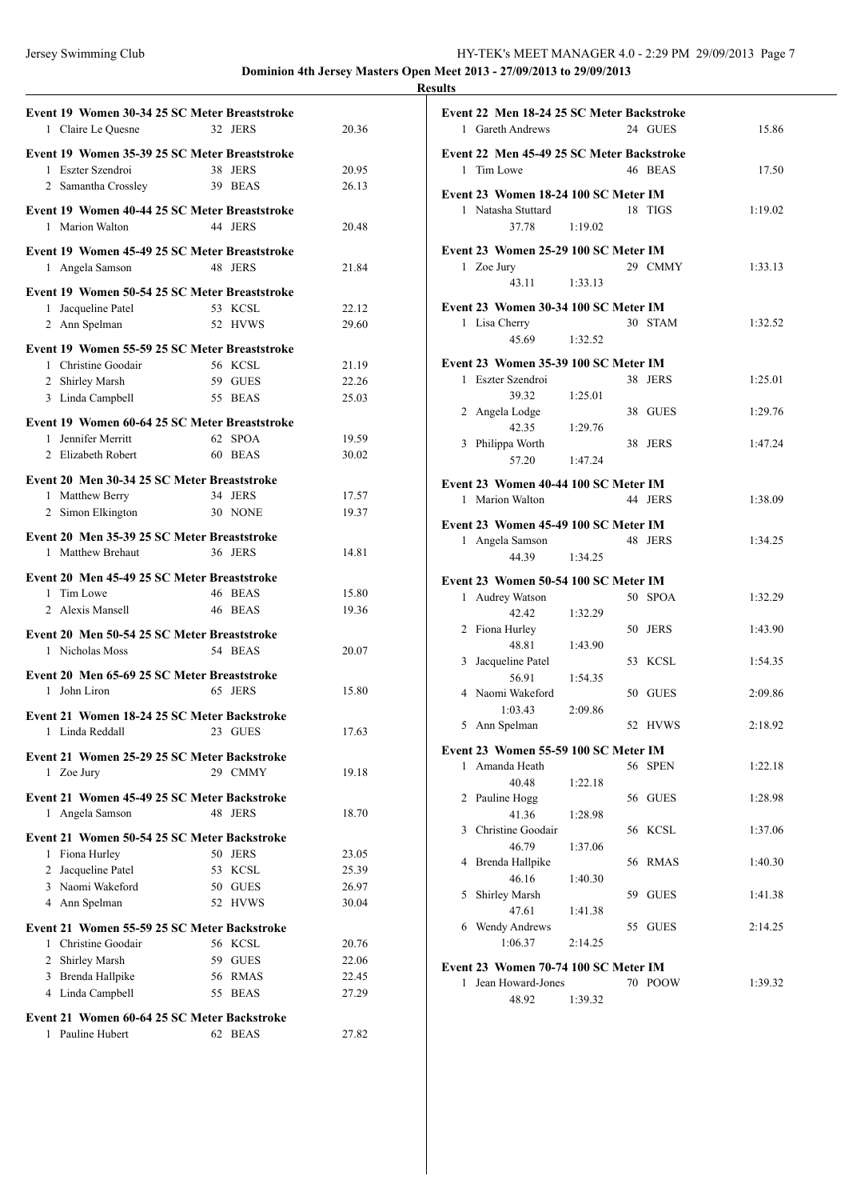**Dominion 4th Jersey Masters Open Meet 2013 - 27/09/2013 to 29/09/2013**

**Results**

**Event 19 Women 30-34 25 SC Meter Breaststroke**

| | Name | Age | Team | Time |
|---|---|---|---|---|
| 1 | Claire Le Quesne | 32 | JERS | 20.36 |

**Event 19 Women 35-39 25 SC Meter Breaststroke**

| | Name | Age | Team | Time |
|---|---|---|---|---|
| 1 | Eszter Szendroi | 38 | JERS | 20.95 |
| 2 | Samantha Crossley | 39 | BEAS | 26.13 |

**Event 19 Women 40-44 25 SC Meter Breaststroke**

| | Name | Age | Team | Time |
|---|---|---|---|---|
| 1 | Marion Walton | 44 | JERS | 20.48 |

**Event 19 Women 45-49 25 SC Meter Breaststroke**

| | Name | Age | Team | Time |
|---|---|---|---|---|
| 1 | Angela Samson | 48 | JERS | 21.84 |

**Event 19 Women 50-54 25 SC Meter Breaststroke**

| | Name | Age | Team | Time |
|---|---|---|---|---|
| 1 | Jacqueline Patel | 53 | KCSL | 22.12 |
| 2 | Ann Spelman | 52 | HVWS | 29.60 |

**Event 19 Women 55-59 25 SC Meter Breaststroke**

| | Name | Age | Team | Time |
|---|---|---|---|---|
| 1 | Christine Goodair | 56 | KCSL | 21.19 |
| 2 | Shirley Marsh | 59 | GUES | 22.26 |
| 3 | Linda Campbell | 55 | BEAS | 25.03 |

**Event 19 Women 60-64 25 SC Meter Breaststroke**

| | Name | Age | Team | Time |
|---|---|---|---|---|
| 1 | Jennifer Merritt | 62 | SPOA | 19.59 |
| 2 | Elizabeth Robert | 60 | BEAS | 30.02 |

**Event 20 Men 30-34 25 SC Meter Breaststroke**

| | Name | Age | Team | Time |
|---|---|---|---|---|
| 1 | Matthew Berry | 34 | JERS | 17.57 |
| 2 | Simon Elkington | 30 | NONE | 19.37 |

**Event 20 Men 35-39 25 SC Meter Breaststroke**

| | Name | Age | Team | Time |
|---|---|---|---|---|
| 1 | Matthew Brehaut | 36 | JERS | 14.81 |

**Event 20 Men 45-49 25 SC Meter Breaststroke**

| | Name | Age | Team | Time |
|---|---|---|---|---|
| 1 | Tim Lowe | 46 | BEAS | 15.80 |
| 2 | Alexis Mansell | 46 | BEAS | 19.36 |

**Event 20 Men 50-54 25 SC Meter Breaststroke**

| | Name | Age | Team | Time |
|---|---|---|---|---|
| 1 | Nicholas Moss | 54 | BEAS | 20.07 |

**Event 20 Men 65-69 25 SC Meter Breaststroke**

| | Name | Age | Team | Time |
|---|---|---|---|---|
| 1 | John Liron | 65 | JERS | 15.80 |

**Event 21 Women 18-24 25 SC Meter Backstroke**

| | Name | Age | Team | Time |
|---|---|---|---|---|
| 1 | Linda Reddall | 23 | GUES | 17.63 |

**Event 21 Women 25-29 25 SC Meter Backstroke**

| | Name | Age | Team | Time |
|---|---|---|---|---|
| 1 | Zoe Jury | 29 | CMMY | 19.18 |

**Event 21 Women 45-49 25 SC Meter Backstroke**

| | Name | Age | Team | Time |
|---|---|---|---|---|
| 1 | Angela Samson | 48 | JERS | 18.70 |

**Event 21 Women 50-54 25 SC Meter Backstroke**

| | Name | Age | Team | Time |
|---|---|---|---|---|
| 1 | Fiona Hurley | 50 | JERS | 23.05 |
| 2 | Jacqueline Patel | 53 | KCSL | 25.39 |
| 3 | Naomi Wakeford | 50 | GUES | 26.97 |
| 4 | Ann Spelman | 52 | HVWS | 30.04 |

**Event 21 Women 55-59 25 SC Meter Backstroke**

| | Name | Age | Team | Time |
|---|---|---|---|---|
| 1 | Christine Goodair | 56 | KCSL | 20.76 |
| 2 | Shirley Marsh | 59 | GUES | 22.06 |
| 3 | Brenda Hallpike | 56 | RMAS | 22.45 |
| 4 | Linda Campbell | 55 | BEAS | 27.29 |

**Event 21 Women 60-64 25 SC Meter Backstroke**

| | Name | Age | Team | Time |
|---|---|---|---|---|
| 1 | Pauline Hubert | 62 | BEAS | 27.82 |

**Event 22 Men 18-24 25 SC Meter Backstroke**

| | Name | Age | Team | Time |
|---|---|---|---|---|
| 1 | Gareth Andrews | 24 | GUES | 15.86 |

**Event 22 Men 45-49 25 SC Meter Backstroke**

| | Name | Age | Team | Time |
|---|---|---|---|---|
| 1 | Tim Lowe | 46 | BEAS | 17.50 |

**Event 23 Women 18-24 100 SC Meter IM**

| | Name | Age | Team | Time |
|---|---|---|---|---|
| 1 | Natasha Stuttard | 18 | TIGS | 1:19.02 |
| | 37.78 &nbsp; 1:19.02 | | | |

**Event 23 Women 25-29 100 SC Meter IM**

| | Name | Age | Team | Time |
|---|---|---|---|---|
| 1 | Zoe Jury | 29 | CMMY | 1:33.13 |
| | 43.11 &nbsp; 1:33.13 | | | |

**Event 23 Women 30-34 100 SC Meter IM**

| | Name | Age | Team | Time |
|---|---|---|---|---|
| 1 | Lisa Cherry | 30 | STAM | 1:32.52 |
| | 45.69 &nbsp; 1:32.52 | | | |

**Event 23 Women 35-39 100 SC Meter IM**

| | Name | Age | Team | Time |
|---|---|---|---|---|
| 1 | Eszter Szendroi | 38 | JERS | 1:25.01 |
| | 39.32 &nbsp; 1:25.01 | | | |
| 2 | Angela Lodge | 38 | GUES | 1:29.76 |
| | 42.35 &nbsp; 1:29.76 | | | |
| 3 | Philippa Worth | 38 | JERS | 1:47.24 |
| | 57.20 &nbsp; 1:47.24 | | | |

**Event 23 Women 40-44 100 SC Meter IM**

| | Name | Age | Team | Time |
|---|---|---|---|---|
| 1 | Marion Walton | 44 | JERS | 1:38.09 |

**Event 23 Women 45-49 100 SC Meter IM**

| | Name | Age | Team | Time |
|---|---|---|---|---|
| 1 | Angela Samson | 48 | JERS | 1:34.25 |
| | 44.39 &nbsp; 1:34.25 | | | |

**Event 23 Women 50-54 100 SC Meter IM**

| | Name | Age | Team | Time |
|---|---|---|---|---|
| 1 | Audrey Watson | 50 | SPOA | 1:32.29 |
| | 42.42 &nbsp; 1:32.29 | | | |
| 2 | Fiona Hurley | 50 | JERS | 1:43.90 |
| | 48.81 &nbsp; 1:43.90 | | | |
| 3 | Jacqueline Patel | 53 | KCSL | 1:54.35 |
| | 56.91 &nbsp; 1:54.35 | | | |
| 4 | Naomi Wakeford | 50 | GUES | 2:09.86 |
| | 1:03.43 &nbsp; 2:09.86 | | | |
| 5 | Ann Spelman | 52 | HVWS | 2:18.92 |

**Event 23 Women 55-59 100 SC Meter IM**

| | Name | Age | Team | Time |
|---|---|---|---|---|
| 1 | Amanda Heath | 56 | SPEN | 1:22.18 |
| | 40.48 &nbsp; 1:22.18 | | | |
| 2 | Pauline Hogg | 56 | GUES | 1:28.98 |
| | 41.36 &nbsp; 1:28.98 | | | |
| 3 | Christine Goodair | 56 | KCSL | 1:37.06 |
| | 46.79 &nbsp; 1:37.06 | | | |
| 4 | Brenda Hallpike | 56 | RMAS | 1:40.30 |
| | 46.16 &nbsp; 1:40.30 | | | |
| 5 | Shirley Marsh | 59 | GUES | 1:41.38 |
| | 47.61 &nbsp; 1:41.38 | | | |
| 6 | Wendy Andrews | 55 | GUES | 2:14.25 |
| | 1:06.37 &nbsp; 2:14.25 | | | |

**Event 23 Women 70-74 100 SC Meter IM**

| | Name | Age | Team | Time |
|---|---|---|---|---|
| 1 | Jean Howard-Jones | 70 | POOW | 1:39.32 |
| | 48.92 &nbsp; 1:39.32 | | | |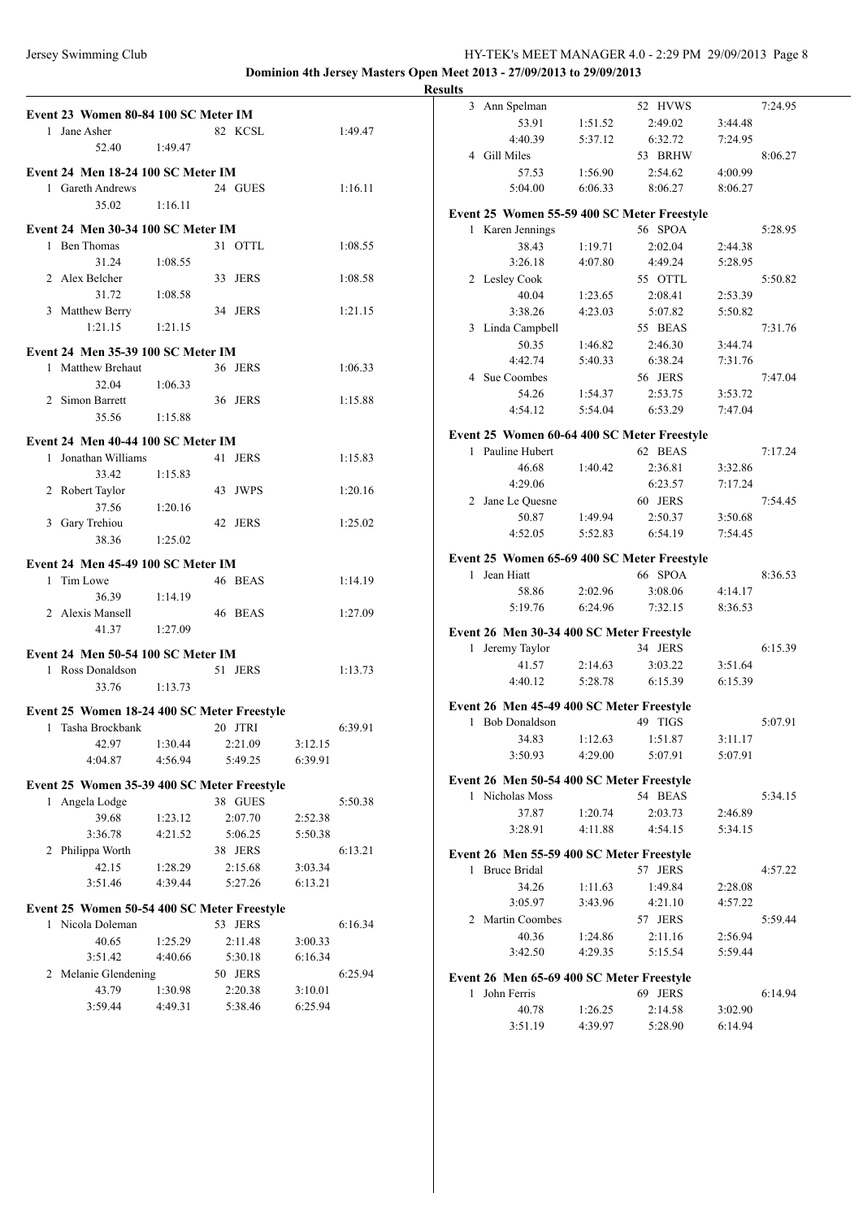**Dominion 4th Jersey Masters Open Meet 2013 - 27/09/2013 to 29/09/2013**

**Results**

### Event 23 Women 80-84 100 SC Meter IM

| | Name | Age | Team | | | Time |
|---|---|---|---|---|---|---|
| 1 | Jane Asher | 82 | KCSL | | | 1:49.47 |
| | 52.40 | 1:49.47 | | | | |

### Event 24 Men 18-24 100 SC Meter IM

| | Name | Age | Team | | | Time |
|---|---|---|---|---|---|---|
| 1 | Gareth Andrews | 24 | GUES | | | 1:16.11 |
| | 35.02 | 1:16.11 | | | | |

### Event 24 Men 30-34 100 SC Meter IM

| | Name | Age | Team | | | Time |
|---|---|---|---|---|---|---|
| 1 | Ben Thomas | 31 | OTTL | | | 1:08.55 |
| | 31.24 | 1:08.55 | | | | |
| 2 | Alex Belcher | 33 | JERS | | | 1:08.58 |
| | 31.72 | 1:08.58 | | | | |
| 3 | Matthew Berry | 34 | JERS | | | 1:21.15 |
| | 1:21.15 | 1:21.15 | | | | |

### Event 24 Men 35-39 100 SC Meter IM

| | Name | Age | Team | | | Time |
|---|---|---|---|---|---|---|
| 1 | Matthew Brehaut | 36 | JERS | | | 1:06.33 |
| | 32.04 | 1:06.33 | | | | |
| 2 | Simon Barrett | 36 | JERS | | | 1:15.88 |
| | 35.56 | 1:15.88 | | | | |

### Event 24 Men 40-44 100 SC Meter IM

| | Name | Age | Team | | | Time |
|---|---|---|---|---|---|---|
| 1 | Jonathan Williams | 41 | JERS | | | 1:15.83 |
| | 33.42 | 1:15.83 | | | | |
| 2 | Robert Taylor | 43 | JWPS | | | 1:20.16 |
| | 37.56 | 1:20.16 | | | | |
| 3 | Gary Trehiou | 42 | JERS | | | 1:25.02 |
| | 38.36 | 1:25.02 | | | | |

### Event 24 Men 45-49 100 SC Meter IM

| | Name | Age | Team | | | Time |
|---|---|---|---|---|---|---|
| 1 | Tim Lowe | 46 | BEAS | | | 1:14.19 |
| | 36.39 | 1:14.19 | | | | |
| 2 | Alexis Mansell | 46 | BEAS | | | 1:27.09 |
| | 41.37 | 1:27.09 | | | | |

### Event 24 Men 50-54 100 SC Meter IM

| | Name | Age | Team | | | Time |
|---|---|---|---|---|---|---|
| 1 | Ross Donaldson | 51 | JERS | | | 1:13.73 |
| | 33.76 | 1:13.73 | | | | |

### Event 25 Women 18-24 400 SC Meter Freestyle

| | Name | Age | Team | | | Time |
|---|---|---|---|---|---|---|
| 1 | Tasha Brockbank | 20 | JTRI | | | 6:39.91 |
| | 42.97 | 1:30.44 | 2:21.09 | 3:12.15 | | |
| | 4:04.87 | 4:56.94 | 5:49.25 | 6:39.91 | | |

### Event 25 Women 35-39 400 SC Meter Freestyle

| | Name | Age | Team | | | Time |
|---|---|---|---|---|---|---|
| 1 | Angela Lodge | 38 | GUES | | | 5:50.38 |
| | 39.68 | 1:23.12 | 2:07.70 | 2:52.38 | | |
| | 3:36.78 | 4:21.52 | 5:06.25 | 5:50.38 | | |
| 2 | Philippa Worth | 38 | JERS | | | 6:13.21 |
| | 42.15 | 1:28.29 | 2:15.68 | 3:03.34 | | |
| | 3:51.46 | 4:39.44 | 5:27.26 | 6:13.21 | | |

### Event 25 Women 50-54 400 SC Meter Freestyle

| | Name | Age | Team | | | Time |
|---|---|---|---|---|---|---|
| 1 | Nicola Doleman | 53 | JERS | | | 6:16.34 |
| | 40.65 | 1:25.29 | 2:11.48 | 3:00.33 | | |
| | 3:51.42 | 4:40.66 | 5:30.18 | 6:16.34 | | |
| 2 | Melanie Glendening | 50 | JERS | | | 6:25.94 |
| | 43.79 | 1:30.98 | 2:20.38 | 3:10.01 | | |
| | 3:59.44 | 4:49.31 | 5:38.46 | 6:25.94 | | |
| 3 | Ann Spelman | 52 | HVWS | | | 7:24.95 |
| | 53.91 | 1:51.52 | 2:49.02 | 3:44.48 | | |
| | 4:40.39 | 5:37.12 | 6:32.72 | 7:24.95 | | |
| 4 | Gill Miles | 53 | BRHW | | | 8:06.27 |
| | 57.53 | 1:56.90 | 2:54.62 | 4:00.99 | | |
| | 5:04.00 | 6:06.33 | 8:06.27 | 8:06.27 | | |

### Event 25 Women 55-59 400 SC Meter Freestyle

| | Name | Age | Team | | | Time |
|---|---|---|---|---|---|---|
| 1 | Karen Jennings | 56 | SPOA | | | 5:28.95 |
| | 38.43 | 1:19.71 | 2:02.04 | 2:44.38 | | |
| | 3:26.18 | 4:07.80 | 4:49.24 | 5:28.95 | | |
| 2 | Lesley Cook | 55 | OTTL | | | 5:50.82 |
| | 40.04 | 1:23.65 | 2:08.41 | 2:53.39 | | |
| | 3:38.26 | 4:23.03 | 5:07.82 | 5:50.82 | | |
| 3 | Linda Campbell | 55 | BEAS | | | 7:31.76 |
| | 50.35 | 1:46.82 | 2:46.30 | 3:44.74 | | |
| | 4:42.74 | 5:40.33 | 6:38.24 | 7:31.76 | | |
| 4 | Sue Coombes | 56 | JERS | | | 7:47.04 |
| | 54.26 | 1:54.37 | 2:53.75 | 3:53.72 | | |
| | 4:54.12 | 5:54.04 | 6:53.29 | 7:47.04 | | |

### Event 25 Women 60-64 400 SC Meter Freestyle

| | Name | Age | Team | | | Time |
|---|---|---|---|---|---|---|
| 1 | Pauline Hubert | 62 | BEAS | | | 7:17.24 |
| | 46.68 | 1:40.42 | 2:36.81 | 3:32.86 | | |
| | 4:29.06 | | 6:23.57 | 7:17.24 | | |
| 2 | Jane Le Quesne | 60 | JERS | | | 7:54.45 |
| | 50.87 | 1:49.94 | 2:50.37 | 3:50.68 | | |
| | 4:52.05 | 5:52.83 | 6:54.19 | 7:54.45 | | |

### Event 25 Women 65-69 400 SC Meter Freestyle

| | Name | Age | Team | | | Time |
|---|---|---|---|---|---|---|
| 1 | Jean Hiatt | 66 | SPOA | | | 8:36.53 |
| | 58.86 | 2:02.96 | 3:08.06 | 4:14.17 | | |
| | 5:19.76 | 6:24.96 | 7:32.15 | 8:36.53 | | |

### Event 26 Men 30-34 400 SC Meter Freestyle

| | Name | Age | Team | | | Time |
|---|---|---|---|---|---|---|
| 1 | Jeremy Taylor | 34 | JERS | | | 6:15.39 |
| | 41.57 | 2:14.63 | 3:03.22 | 3:51.64 | | |
| | 4:40.12 | 5:28.78 | 6:15.39 | 6:15.39 | | |

### Event 26 Men 45-49 400 SC Meter Freestyle

| | Name | Age | Team | | | Time |
|---|---|---|---|---|---|---|
| 1 | Bob Donaldson | 49 | TIGS | | | 5:07.91 |
| | 34.83 | 1:12.63 | 1:51.87 | 3:11.17 | | |
| | 3:50.93 | 4:29.00 | 5:07.91 | 5:07.91 | | |

### Event 26 Men 50-54 400 SC Meter Freestyle

| | Name | Age | Team | | | Time |
|---|---|---|---|---|---|---|
| 1 | Nicholas Moss | 54 | BEAS | | | 5:34.15 |
| | 37.87 | 1:20.74 | 2:03.73 | 2:46.89 | | |
| | 3:28.91 | 4:11.88 | 4:54.15 | 5:34.15 | | |

### Event 26 Men 55-59 400 SC Meter Freestyle

| | Name | Age | Team | | | Time |
|---|---|---|---|---|---|---|
| 1 | Bruce Bridal | 57 | JERS | | | 4:57.22 |
| | 34.26 | 1:11.63 | 1:49.84 | 2:28.08 | | |
| | 3:05.97 | 3:43.96 | 4:21.10 | 4:57.22 | | |
| 2 | Martin Coombes | 57 | JERS | | | 5:59.44 |
| | 40.36 | 1:24.86 | 2:11.16 | 2:56.94 | | |
| | 3:42.50 | 4:29.35 | 5:15.54 | 5:59.44 | | |

### Event 26 Men 65-69 400 SC Meter Freestyle

| | Name | Age | Team | | | Time |
|---|---|---|---|---|---|---|
| 1 | John Ferris | 69 | JERS | | | 6:14.94 |
| | 40.78 | 1:26.25 | 2:14.58 | 3:02.90 | | |
| | 3:51.19 | 4:39.97 | 5:28.90 | 6:14.94 | | |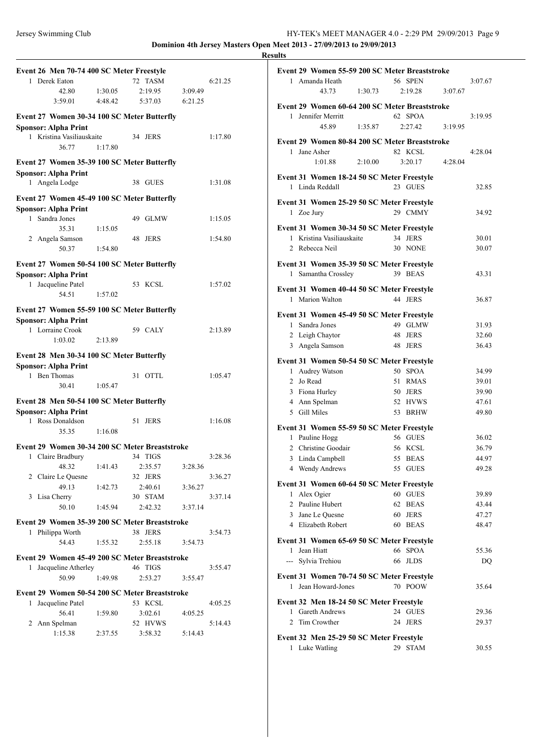**Dominion 4th Jersey Masters Open Meet 2013 - 27/09/2013 to 29/09/2013**

**Results**

### Event 26 Men 70-74 400 SC Meter Freestyle

| Place | Name | Age | Team | Time |
|---|---|---|---|---|
| 1 | Derek Eaton | 72 | TASM | 6:21.25 |

Splits: 42.80, 1:30.05, 2:19.95, 3:09.49, 3:59.01, 4:48.42, 5:37.03, 6:21.25

### Event 27 Women 30-34 100 SC Meter Butterfly

**Sponsor: Alpha Print**

| Place | Name | Age | Team | Time |
|---|---|---|---|---|
| 1 | Kristina Vasiliauskaite | 34 | JERS | 1:17.80 |

Splits: 36.77, 1:17.80

### Event 27 Women 35-39 100 SC Meter Butterfly

**Sponsor: Alpha Print**

| Place | Name | Age | Team | Time |
|---|---|---|---|---|
| 1 | Angela Lodge | 38 | GUES | 1:31.08 |

### Event 27 Women 45-49 100 SC Meter Butterfly

**Sponsor: Alpha Print**

| Place | Name | Age | Team | Time |
|---|---|---|---|---|
| 1 | Sandra Jones | 49 | GLMW | 1:15.05 |
| | 35.31, 1:15.05 | | | |
| 2 | Angela Samson | 48 | JERS | 1:54.80 |
| | 50.37, 1:54.80 | | | |

### Event 27 Women 50-54 100 SC Meter Butterfly

**Sponsor: Alpha Print**

| Place | Name | Age | Team | Time |
|---|---|---|---|---|
| 1 | Jacqueline Patel | 53 | KCSL | 1:57.02 |

Splits: 54.51, 1:57.02

### Event 27 Women 55-59 100 SC Meter Butterfly

**Sponsor: Alpha Print**

| Place | Name | Age | Team | Time |
|---|---|---|---|---|
| 1 | Lorraine Crook | 59 | CALY | 2:13.89 |

Splits: 1:03.02, 2:13.89

### Event 28 Men 30-34 100 SC Meter Butterfly

**Sponsor: Alpha Print**

| Place | Name | Age | Team | Time |
|---|---|---|---|---|
| 1 | Ben Thomas | 31 | OTTL | 1:05.47 |

Splits: 30.41, 1:05.47

### Event 28 Men 50-54 100 SC Meter Butterfly

**Sponsor: Alpha Print**

| Place | Name | Age | Team | Time |
|---|---|---|---|---|
| 1 | Ross Donaldson | 51 | JERS | 1:16.08 |

Splits: 35.35, 1:16.08

### Event 29 Women 30-34 200 SC Meter Breaststroke

| Place | Name | Age | Team | Time |
|---|---|---|---|---|
| 1 | Claire Bradbury | 34 | TIGS | 3:28.36 |
| | 48.32, 1:41.43, 2:35.57, 3:28.36 | | | |
| 2 | Claire Le Quesne | 32 | JERS | 3:36.27 |
| | 49.13, 1:42.73, 2:40.61, 3:36.27 | | | |
| 3 | Lisa Cherry | 30 | STAM | 3:37.14 |
| | 50.10, 1:45.94, 2:42.32, 3:37.14 | | | |

### Event 29 Women 35-39 200 SC Meter Breaststroke

| Place | Name | Age | Team | Time |
|---|---|---|---|---|
| 1 | Philippa Worth | 38 | JERS | 3:54.73 |

Splits: 54.43, 1:55.32, 2:55.18, 3:54.73

### Event 29 Women 45-49 200 SC Meter Breaststroke

| Place | Name | Age | Team | Time |
|---|---|---|---|---|
| 1 | Jacqueline Atherley | 46 | TIGS | 3:55.47 |

Splits: 50.99, 1:49.98, 2:53.27, 3:55.47

### Event 29 Women 50-54 200 SC Meter Breaststroke

| Place | Name | Age | Team | Time |
|---|---|---|---|---|
| 1 | Jacqueline Patel | 53 | KCSL | 4:05.25 |
| | 56.41, 1:59.80, 3:02.61, 4:05.25 | | | |
| 2 | Ann Spelman | 52 | HVWS | 5:14.43 |
| | 1:15.38, 2:37.55, 3:58.32, 5:14.43 | | | |

### Event 29 Women 55-59 200 SC Meter Breaststroke

| Place | Name | Age | Team | Time |
|---|---|---|---|---|
| 1 | Amanda Heath | 56 | SPEN | 3:07.67 |

Splits: 43.73, 1:30.73, 2:19.28, 3:07.67

### Event 29 Women 60-64 200 SC Meter Breaststroke

| Place | Name | Age | Team | Time |
|---|---|---|---|---|
| 1 | Jennifer Merritt | 62 | SPOA | 3:19.95 |

Splits: 45.89, 1:35.87, 2:27.42, 3:19.95

### Event 29 Women 80-84 200 SC Meter Breaststroke

| Place | Name | Age | Team | Time |
|---|---|---|---|---|
| 1 | Jane Asher | 82 | KCSL | 4:28.04 |

Splits: 1:01.88, 2:10.00, 3:20.17, 4:28.04

### Event 31 Women 18-24 50 SC Meter Freestyle

| Place | Name | Age | Team | Time |
|---|---|---|---|---|
| 1 | Linda Reddall | 23 | GUES | 32.85 |

### Event 31 Women 25-29 50 SC Meter Freestyle

| Place | Name | Age | Team | Time |
|---|---|---|---|---|
| 1 | Zoe Jury | 29 | CMMY | 34.92 |

### Event 31 Women 30-34 50 SC Meter Freestyle

| Place | Name | Age | Team | Time |
|---|---|---|---|---|
| 1 | Kristina Vasiliauskaite | 34 | JERS | 30.01 |
| 2 | Rebecca Neil | 30 | NONE | 30.07 |

### Event 31 Women 35-39 50 SC Meter Freestyle

| Place | Name | Age | Team | Time |
|---|---|---|---|---|
| 1 | Samantha Crossley | 39 | BEAS | 43.31 |

### Event 31 Women 40-44 50 SC Meter Freestyle

| Place | Name | Age | Team | Time |
|---|---|---|---|---|
| 1 | Marion Walton | 44 | JERS | 36.87 |

### Event 31 Women 45-49 50 SC Meter Freestyle

| Place | Name | Age | Team | Time |
|---|---|---|---|---|
| 1 | Sandra Jones | 49 | GLMW | 31.93 |
| 2 | Leigh Chaytor | 48 | JERS | 32.60 |
| 3 | Angela Samson | 48 | JERS | 36.43 |

### Event 31 Women 50-54 50 SC Meter Freestyle

| Place | Name | Age | Team | Time |
|---|---|---|---|---|
| 1 | Audrey Watson | 50 | SPOA | 34.99 |
| 2 | Jo Read | 51 | RMAS | 39.01 |
| 3 | Fiona Hurley | 50 | JERS | 39.90 |
| 4 | Ann Spelman | 52 | HVWS | 47.61 |
| 5 | Gill Miles | 53 | BRHW | 49.80 |

### Event 31 Women 55-59 50 SC Meter Freestyle

| Place | Name | Age | Team | Time |
|---|---|---|---|---|
| 1 | Pauline Hogg | 56 | GUES | 36.02 |
| 2 | Christine Goodair | 56 | KCSL | 36.79 |
| 3 | Linda Campbell | 55 | BEAS | 44.97 |
| 4 | Wendy Andrews | 55 | GUES | 49.28 |

### Event 31 Women 60-64 50 SC Meter Freestyle

| Place | Name | Age | Team | Time |
|---|---|---|---|---|
| 1 | Alex Ogier | 60 | GUES | 39.89 |
| 2 | Pauline Hubert | 62 | BEAS | 43.44 |
| 3 | Jane Le Quesne | 60 | JERS | 47.27 |
| 4 | Elizabeth Robert | 60 | BEAS | 48.47 |

### Event 31 Women 65-69 50 SC Meter Freestyle

| Place | Name | Age | Team | Time |
|---|---|---|---|---|
| 1 | Jean Hiatt | 66 | SPOA | 55.36 |
| --- | Sylvia Trehiou | 66 | JLDS | DQ |

### Event 31 Women 70-74 50 SC Meter Freestyle

| Place | Name | Age | Team | Time |
|---|---|---|---|---|
| 1 | Jean Howard-Jones | 70 | POOW | 35.64 |

### Event 32 Men 18-24 50 SC Meter Freestyle

| Place | Name | Age | Team | Time |
|---|---|---|---|---|
| 1 | Gareth Andrews | 24 | GUES | 29.36 |
| 2 | Tim Crowther | 24 | JERS | 29.37 |

### Event 32 Men 25-29 50 SC Meter Freestyle

| Place | Name | Age | Team | Time |
|---|---|---|---|---|
| 1 | Luke Watling | 29 | STAM | 30.55 |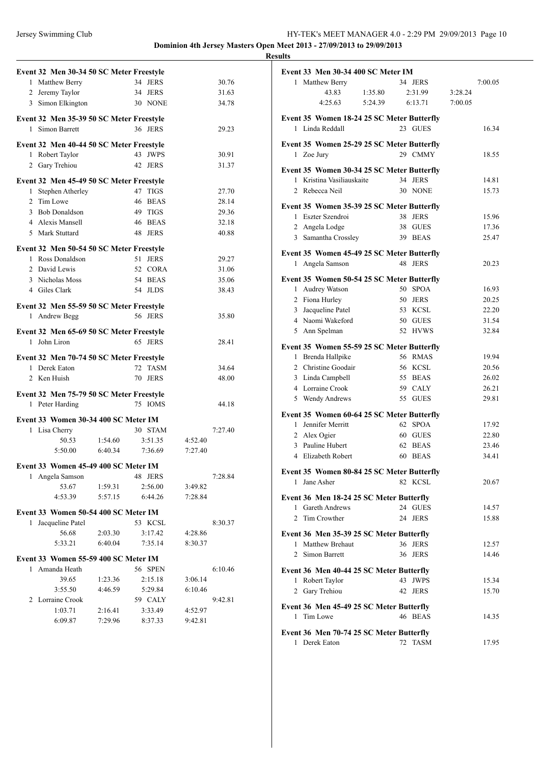**Dominion 4th Jersey Masters Open Meet 2013 - 27/09/2013 to 29/09/2013**

**Results**

### Event 32 Men 30-34 50 SC Meter Freestyle

| | Name | Age | Team | Time |
|---|---|---|---|---|
| 1 | Matthew Berry | 34 | JERS | 30.76 |
| 2 | Jeremy Taylor | 34 | JERS | 31.63 |
| 3 | Simon Elkington | 30 | NONE | 34.78 |

### Event 32 Men 35-39 50 SC Meter Freestyle

| | Name | Age | Team | Time |
|---|---|---|---|---|
| 1 | Simon Barrett | 36 | JERS | 29.23 |

### Event 32 Men 40-44 50 SC Meter Freestyle

| | Name | Age | Team | Time |
|---|---|---|---|---|
| 1 | Robert Taylor | 43 | JWPS | 30.91 |
| 2 | Gary Trehiou | 42 | JERS | 31.37 |

### Event 32 Men 45-49 50 SC Meter Freestyle

| | Name | Age | Team | Time |
|---|---|---|---|---|
| 1 | Stephen Atherley | 47 | TIGS | 27.70 |
| 2 | Tim Lowe | 46 | BEAS | 28.14 |
| 3 | Bob Donaldson | 49 | TIGS | 29.36 |
| 4 | Alexis Mansell | 46 | BEAS | 32.18 |
| 5 | Mark Stuttard | 48 | JERS | 40.88 |

### Event 32 Men 50-54 50 SC Meter Freestyle

| | Name | Age | Team | Time |
|---|---|---|---|---|
| 1 | Ross Donaldson | 51 | JERS | 29.27 |
| 2 | David Lewis | 52 | CORA | 31.06 |
| 3 | Nicholas Moss | 54 | BEAS | 35.06 |
| 4 | Giles Clark | 54 | JLDS | 38.43 |

### Event 32 Men 55-59 50 SC Meter Freestyle

| | Name | Age | Team | Time |
|---|---|---|---|---|
| 1 | Andrew Begg | 56 | JERS | 35.80 |

### Event 32 Men 65-69 50 SC Meter Freestyle

| | Name | Age | Team | Time |
|---|---|---|---|---|
| 1 | John Liron | 65 | JERS | 28.41 |

### Event 32 Men 70-74 50 SC Meter Freestyle

| | Name | Age | Team | Time |
|---|---|---|---|---|
| 1 | Derek Eaton | 72 | TASM | 34.64 |
| 2 | Ken Huish | 70 | JERS | 48.00 |

### Event 32 Men 75-79 50 SC Meter Freestyle

| | Name | Age | Team | Time |
|---|---|---|---|---|
| 1 | Peter Harding | 75 | IOMS | 44.18 |

### Event 33 Women 30-34 400 SC Meter IM

| | Name | Age | Team | | Time |
|---|---|---|---|---|---|
| 1 | Lisa Cherry | 30 | STAM | | 7:27.40 |
| | 50.53 | 1:54.60 | 3:51.35 | 4:52.40 | |
| | 5:50.00 | 6:40.34 | 7:36.69 | 7:27.40 | |

### Event 33 Women 45-49 400 SC Meter IM

| | Name | Age | Team | | Time |
|---|---|---|---|---|---|
| 1 | Angela Samson | 48 | JERS | | 7:28.84 |
| | 53.67 | 1:59.31 | 2:56.00 | 3:49.82 | |
| | 4:53.39 | 5:57.15 | 6:44.26 | 7:28.84 | |

### Event 33 Women 50-54 400 SC Meter IM

| | Name | Age | Team | | Time |
|---|---|---|---|---|---|
| 1 | Jacqueline Patel | 53 | KCSL | | 8:30.37 |
| | 56.68 | 2:03.30 | 3:17.42 | 4:28.86 | |
| | 5:33.21 | 6:40.04 | 7:35.14 | 8:30.37 | |

### Event 33 Women 55-59 400 SC Meter IM

| | Name | Age | Team | | Time |
|---|---|---|---|---|---|
| 1 | Amanda Heath | 56 | SPEN | | 6:10.46 |
| | 39.65 | 1:23.36 | 2:15.18 | 3:06.14 | |
| | 3:55.50 | 4:46.59 | 5:29.84 | 6:10.46 | |
| 2 | Lorraine Crook | 59 | CALY | | 9:42.81 |
| | 1:03.71 | 2:16.41 | 3:33.49 | 4:52.97 | |
| | 6:09.87 | 7:29.96 | 8:37.33 | 9:42.81 | |

### Event 33 Men 30-34 400 SC Meter IM

| | Name | Age | Team | | Time |
|---|---|---|---|---|---|
| 1 | Matthew Berry | 34 | JERS | | 7:00.05 |
| | 43.83 | 1:35.80 | 2:31.99 | 3:28.24 | |
| | 4:25.63 | 5:24.39 | 6:13.71 | 7:00.05 | |

### Event 35 Women 18-24 25 SC Meter Butterfly

| | Name | Age | Team | Time |
|---|---|---|---|---|
| 1 | Linda Reddall | 23 | GUES | 16.34 |

### Event 35 Women 25-29 25 SC Meter Butterfly

| | Name | Age | Team | Time |
|---|---|---|---|---|
| 1 | Zoe Jury | 29 | CMMY | 18.55 |

### Event 35 Women 30-34 25 SC Meter Butterfly

| | Name | Age | Team | Time |
|---|---|---|---|---|
| 1 | Kristina Vasiliauskaite | 34 | JERS | 14.81 |
| 2 | Rebecca Neil | 30 | NONE | 15.73 |

### Event 35 Women 35-39 25 SC Meter Butterfly

| | Name | Age | Team | Time |
|---|---|---|---|---|
| 1 | Eszter Szendroi | 38 | JERS | 15.96 |
| 2 | Angela Lodge | 38 | GUES | 17.36 |
| 3 | Samantha Crossley | 39 | BEAS | 25.47 |

### Event 35 Women 45-49 25 SC Meter Butterfly

| | Name | Age | Team | Time |
|---|---|---|---|---|
| 1 | Angela Samson | 48 | JERS | 20.23 |

### Event 35 Women 50-54 25 SC Meter Butterfly

| | Name | Age | Team | Time |
|---|---|---|---|---|
| 1 | Audrey Watson | 50 | SPOA | 16.93 |
| 2 | Fiona Hurley | 50 | JERS | 20.25 |
| 3 | Jacqueline Patel | 53 | KCSL | 22.20 |
| 4 | Naomi Wakeford | 50 | GUES | 31.54 |
| 5 | Ann Spelman | 52 | HVWS | 32.84 |

### Event 35 Women 55-59 25 SC Meter Butterfly

| | Name | Age | Team | Time |
|---|---|---|---|---|
| 1 | Brenda Hallpike | 56 | RMAS | 19.94 |
| 2 | Christine Goodair | 56 | KCSL | 20.56 |
| 3 | Linda Campbell | 55 | BEAS | 26.02 |
| 4 | Lorraine Crook | 59 | CALY | 26.21 |
| 5 | Wendy Andrews | 55 | GUES | 29.81 |

### Event 35 Women 60-64 25 SC Meter Butterfly

| | Name | Age | Team | Time |
|---|---|---|---|---|
| 1 | Jennifer Merritt | 62 | SPOA | 17.92 |
| 2 | Alex Ogier | 60 | GUES | 22.80 |
| 3 | Pauline Hubert | 62 | BEAS | 23.46 |
| 4 | Elizabeth Robert | 60 | BEAS | 34.41 |

### Event 35 Women 80-84 25 SC Meter Butterfly

| | Name | Age | Team | Time |
|---|---|---|---|---|
| 1 | Jane Asher | 82 | KCSL | 20.67 |

### Event 36 Men 18-24 25 SC Meter Butterfly

| | Name | Age | Team | Time |
|---|---|---|---|---|
| 1 | Gareth Andrews | 24 | GUES | 14.57 |
| 2 | Tim Crowther | 24 | JERS | 15.88 |

### Event 36 Men 35-39 25 SC Meter Butterfly

| | Name | Age | Team | Time |
|---|---|---|---|---|
| 1 | Matthew Brehaut | 36 | JERS | 12.57 |
| 2 | Simon Barrett | 36 | JERS | 14.46 |

### Event 36 Men 40-44 25 SC Meter Butterfly

| | Name | Age | Team | Time |
|---|---|---|---|---|
| 1 | Robert Taylor | 43 | JWPS | 15.34 |
| 2 | Gary Trehiou | 42 | JERS | 15.70 |

### Event 36 Men 45-49 25 SC Meter Butterfly

| | Name | Age | Team | Time |
|---|---|---|---|---|
| 1 | Tim Lowe | 46 | BEAS | 14.35 |

### Event 36 Men 70-74 25 SC Meter Butterfly

| | Name | Age | Team | Time |
|---|---|---|---|---|
| 1 | Derek Eaton | 72 | TASM | 17.95 |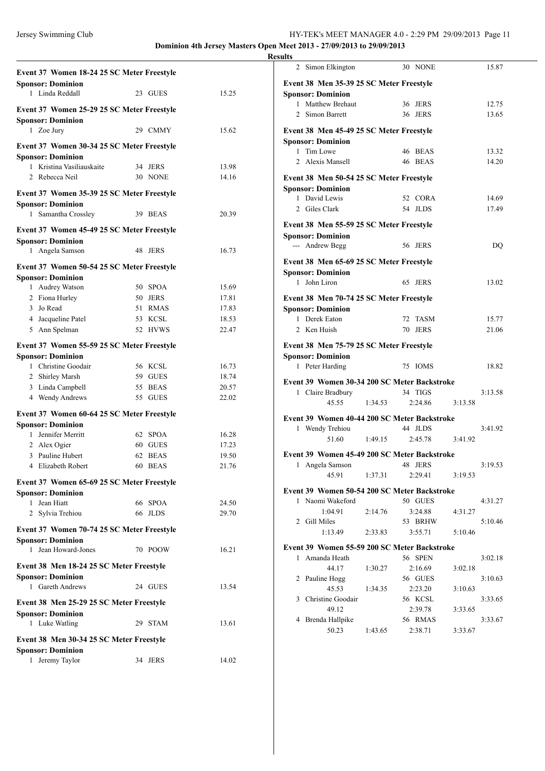**Dominion 4th Jersey Masters Open Meet 2013 - 27/09/2013 to 29/09/2013**

**Results**

### Event 37 Women 18-24 25 SC Meter Freestyle

**Sponsor: Dominion**

| | Name | Age | Team | Time |
|---|---|---|---|---|
| 1 | Linda Reddall | 23 | GUES | 15.25 |

### Event 37 Women 25-29 25 SC Meter Freestyle

**Sponsor: Dominion**

| | Name | Age | Team | Time |
|---|---|---|---|---|
| 1 | Zoe Jury | 29 | CMMY | 15.62 |

### Event 37 Women 30-34 25 SC Meter Freestyle

**Sponsor: Dominion**

| | Name | Age | Team | Time |
|---|---|---|---|---|
| 1 | Kristina Vasiliauskaite | 34 | JERS | 13.98 |
| 2 | Rebecca Neil | 30 | NONE | 14.16 |

### Event 37 Women 35-39 25 SC Meter Freestyle

**Sponsor: Dominion**

| | Name | Age | Team | Time |
|---|---|---|---|---|
| 1 | Samantha Crossley | 39 | BEAS | 20.39 |

### Event 37 Women 45-49 25 SC Meter Freestyle

**Sponsor: Dominion**

| | Name | Age | Team | Time |
|---|---|---|---|---|
| 1 | Angela Samson | 48 | JERS | 16.73 |

### Event 37 Women 50-54 25 SC Meter Freestyle

**Sponsor: Dominion**

| | Name | Age | Team | Time |
|---|---|---|---|---|
| 1 | Audrey Watson | 50 | SPOA | 15.69 |
| 2 | Fiona Hurley | 50 | JERS | 17.81 |
| 3 | Jo Read | 51 | RMAS | 17.83 |
| 4 | Jacqueline Patel | 53 | KCSL | 18.53 |
| 5 | Ann Spelman | 52 | HVWS | 22.47 |

### Event 37 Women 55-59 25 SC Meter Freestyle

**Sponsor: Dominion**

| | Name | Age | Team | Time |
|---|---|---|---|---|
| 1 | Christine Goodair | 56 | KCSL | 16.73 |
| 2 | Shirley Marsh | 59 | GUES | 18.74 |
| 3 | Linda Campbell | 55 | BEAS | 20.57 |
| 4 | Wendy Andrews | 55 | GUES | 22.02 |

### Event 37 Women 60-64 25 SC Meter Freestyle

**Sponsor: Dominion**

| | Name | Age | Team | Time |
|---|---|---|---|---|
| 1 | Jennifer Merritt | 62 | SPOA | 16.28 |
| 2 | Alex Ogier | 60 | GUES | 17.23 |
| 3 | Pauline Hubert | 62 | BEAS | 19.50 |
| 4 | Elizabeth Robert | 60 | BEAS | 21.76 |

### Event 37 Women 65-69 25 SC Meter Freestyle

**Sponsor: Dominion**

| | Name | Age | Team | Time |
|---|---|---|---|---|
| 1 | Jean Hiatt | 66 | SPOA | 24.50 |
| 2 | Sylvia Trehiou | 66 | JLDS | 29.70 |

### Event 37 Women 70-74 25 SC Meter Freestyle

**Sponsor: Dominion**

| | Name | Age | Team | Time |
|---|---|---|---|---|
| 1 | Jean Howard-Jones | 70 | POOW | 16.21 |

### Event 38 Men 18-24 25 SC Meter Freestyle

**Sponsor: Dominion**

| | Name | Age | Team | Time |
|---|---|---|---|---|
| 1 | Gareth Andrews | 24 | GUES | 13.54 |

### Event 38 Men 25-29 25 SC Meter Freestyle

**Sponsor: Dominion**

| | Name | Age | Team | Time |
|---|---|---|---|---|
| 1 | Luke Watling | 29 | STAM | 13.61 |

### Event 38 Men 30-34 25 SC Meter Freestyle

**Sponsor: Dominion**

| | Name | Age | Team | Time |
|---|---|---|---|---|
| 1 | Jeremy Taylor | 34 | JERS | 14.02 |
| 2 | Simon Elkington | 30 | NONE | 15.87 |

### Event 38 Men 35-39 25 SC Meter Freestyle

**Sponsor: Dominion**

| | Name | Age | Team | Time |
|---|---|---|---|---|
| 1 | Matthew Brehaut | 36 | JERS | 12.75 |
| 2 | Simon Barrett | 36 | JERS | 13.65 |

### Event 38 Men 45-49 25 SC Meter Freestyle

**Sponsor: Dominion**

| | Name | Age | Team | Time |
|---|---|---|---|---|
| 1 | Tim Lowe | 46 | BEAS | 13.32 |
| 2 | Alexis Mansell | 46 | BEAS | 14.20 |

### Event 38 Men 50-54 25 SC Meter Freestyle

**Sponsor: Dominion**

| | Name | Age | Team | Time |
|---|---|---|---|---|
| 1 | David Lewis | 52 | CORA | 14.69 |
| 2 | Giles Clark | 54 | JLDS | 17.49 |

### Event 38 Men 55-59 25 SC Meter Freestyle

**Sponsor: Dominion**

| | Name | Age | Team | Time |
|---|---|---|---|---|
| --- | Andrew Begg | 56 | JERS | DQ |

### Event 38 Men 65-69 25 SC Meter Freestyle

**Sponsor: Dominion**

| | Name | Age | Team | Time |
|---|---|---|---|---|
| 1 | John Liron | 65 | JERS | 13.02 |

### Event 38 Men 70-74 25 SC Meter Freestyle

**Sponsor: Dominion**

| | Name | Age | Team | Time |
|---|---|---|---|---|
| 1 | Derek Eaton | 72 | TASM | 15.77 |
| 2 | Ken Huish | 70 | JERS | 21.06 |

### Event 38 Men 75-79 25 SC Meter Freestyle

**Sponsor: Dominion**

| | Name | Age | Team | Time |
|---|---|---|---|---|
| 1 | Peter Harding | 75 | IOMS | 18.82 |

### Event 39 Women 30-34 200 SC Meter Backstroke

| | Name | Age | Team | Time |
|---|---|---|---|---|
| 1 | Claire Bradbury | 34 | TIGS | 3:13.58 |
| | 45.55 / 1:34.53 / 2:24.86 / 3:13.58 | | | |

### Event 39 Women 40-44 200 SC Meter Backstroke

| | Name | Age | Team | Time |
|---|---|---|---|---|
| 1 | Wendy Trehiou | 44 | JLDS | 3:41.92 |
| | 51.60 / 1:49.15 / 2:45.78 / 3:41.92 | | | |

### Event 39 Women 45-49 200 SC Meter Backstroke

| | Name | Age | Team | Time |
|---|---|---|---|---|
| 1 | Angela Samson | 48 | JERS | 3:19.53 |
| | 45.91 / 1:37.31 / 2:29.41 / 3:19.53 | | | |

### Event 39 Women 50-54 200 SC Meter Backstroke

| | Name | Age | Team | Time |
|---|---|---|---|---|
| 1 | Naomi Wakeford | 50 | GUES | 4:31.27 |
| | 1:04.91 / 2:14.76 / 3:24.88 / 4:31.27 | | | |
| 2 | Gill Miles | 53 | BRHW | 5:10.46 |
| | 1:13.49 / 2:33.83 / 3:55.71 / 5:10.46 | | | |

### Event 39 Women 55-59 200 SC Meter Backstroke

| | Name | Age | Team | Time |
|---|---|---|---|---|
| 1 | Amanda Heath | 56 | SPEN | 3:02.18 |
| | 44.17 / 1:30.27 / 2:16.69 / 3:02.18 | | | |
| 2 | Pauline Hogg | 56 | GUES | 3:10.63 |
| | 45.53 / 1:34.35 / 2:23.20 / 3:10.63 | | | |
| 3 | Christine Goodair | 56 | KCSL | 3:33.65 |
| | 49.12 / 2:39.78 / 3:33.65 | | | |
| 4 | Brenda Hallpike | 56 | RMAS | 3:33.67 |
| | 50.23 / 1:43.65 / 2:38.71 / 3:33.67 | | | |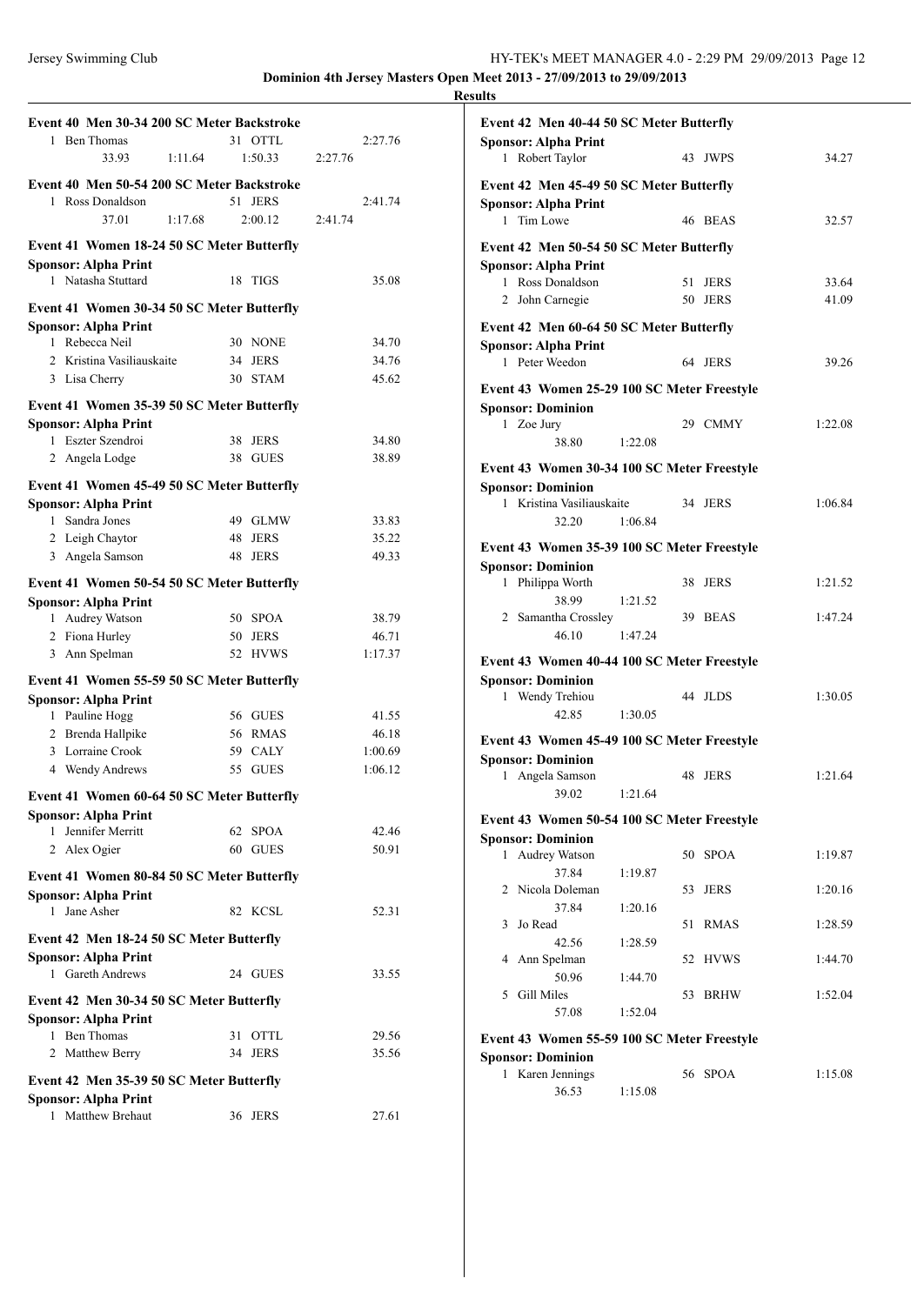**Dominion 4th Jersey Masters Open Meet 2013 - 27/09/2013 to 29/09/2013**

**Results**

### Event 40 Men 30-34 200 SC Meter Backstroke

| | Name | Age | Team | Time |
|---|---|---|---|---|
| 1 | Ben Thomas | 31 | OTTL | 2:27.76 |
| | 33.93 1:11.64 1:50.33 2:27.76 | | | |

### Event 40 Men 50-54 200 SC Meter Backstroke

| | Name | Age | Team | Time |
|---|---|---|---|---|
| 1 | Ross Donaldson | 51 | JERS | 2:41.74 |
| | 37.01 1:17.68 2:00.12 2:41.74 | | | |

### Event 41 Women 18-24 50 SC Meter Butterfly
**Sponsor: Alpha Print**

| | Name | Age | Team | Time |
|---|---|---|---|---|
| 1 | Natasha Stuttard | 18 | TIGS | 35.08 |

### Event 41 Women 30-34 50 SC Meter Butterfly
**Sponsor: Alpha Print**

| | Name | Age | Team | Time |
|---|---|---|---|---|
| 1 | Rebecca Neil | 30 | NONE | 34.70 |
| 2 | Kristina Vasiliauskaite | 34 | JERS | 34.76 |
| 3 | Lisa Cherry | 30 | STAM | 45.62 |

### Event 41 Women 35-39 50 SC Meter Butterfly
**Sponsor: Alpha Print**

| | Name | Age | Team | Time |
|---|---|---|---|---|
| 1 | Eszter Szendroi | 38 | JERS | 34.80 |
| 2 | Angela Lodge | 38 | GUES | 38.89 |

### Event 41 Women 45-49 50 SC Meter Butterfly
**Sponsor: Alpha Print**

| | Name | Age | Team | Time |
|---|---|---|---|---|
| 1 | Sandra Jones | 49 | GLMW | 33.83 |
| 2 | Leigh Chaytor | 48 | JERS | 35.22 |
| 3 | Angela Samson | 48 | JERS | 49.33 |

### Event 41 Women 50-54 50 SC Meter Butterfly
**Sponsor: Alpha Print**

| | Name | Age | Team | Time |
|---|---|---|---|---|
| 1 | Audrey Watson | 50 | SPOA | 38.79 |
| 2 | Fiona Hurley | 50 | JERS | 46.71 |
| 3 | Ann Spelman | 52 | HVWS | 1:17.37 |

### Event 41 Women 55-59 50 SC Meter Butterfly
**Sponsor: Alpha Print**

| | Name | Age | Team | Time |
|---|---|---|---|---|
| 1 | Pauline Hogg | 56 | GUES | 41.55 |
| 2 | Brenda Hallpike | 56 | RMAS | 46.18 |
| 3 | Lorraine Crook | 59 | CALY | 1:00.69 |
| 4 | Wendy Andrews | 55 | GUES | 1:06.12 |

### Event 41 Women 60-64 50 SC Meter Butterfly
**Sponsor: Alpha Print**

| | Name | Age | Team | Time |
|---|---|---|---|---|
| 1 | Jennifer Merritt | 62 | SPOA | 42.46 |
| 2 | Alex Ogier | 60 | GUES | 50.91 |

### Event 41 Women 80-84 50 SC Meter Butterfly
**Sponsor: Alpha Print**

| | Name | Age | Team | Time |
|---|---|---|---|---|
| 1 | Jane Asher | 82 | KCSL | 52.31 |

### Event 42 Men 18-24 50 SC Meter Butterfly
**Sponsor: Alpha Print**

| | Name | Age | Team | Time |
|---|---|---|---|---|
| 1 | Gareth Andrews | 24 | GUES | 33.55 |

### Event 42 Men 30-34 50 SC Meter Butterfly
**Sponsor: Alpha Print**

| | Name | Age | Team | Time |
|---|---|---|---|---|
| 1 | Ben Thomas | 31 | OTTL | 29.56 |
| 2 | Matthew Berry | 34 | JERS | 35.56 |

### Event 42 Men 35-39 50 SC Meter Butterfly
**Sponsor: Alpha Print**

| | Name | Age | Team | Time |
|---|---|---|---|---|
| 1 | Matthew Brehaut | 36 | JERS | 27.61 |

### Event 42 Men 40-44 50 SC Meter Butterfly
**Sponsor: Alpha Print**

| | Name | Age | Team | Time |
|---|---|---|---|---|
| 1 | Robert Taylor | 43 | JWPS | 34.27 |

### Event 42 Men 45-49 50 SC Meter Butterfly
**Sponsor: Alpha Print**

| | Name | Age | Team | Time |
|---|---|---|---|---|
| 1 | Tim Lowe | 46 | BEAS | 32.57 |

### Event 42 Men 50-54 50 SC Meter Butterfly
**Sponsor: Alpha Print**

| | Name | Age | Team | Time |
|---|---|---|---|---|
| 1 | Ross Donaldson | 51 | JERS | 33.64 |
| 2 | John Carnegie | 50 | JERS | 41.09 |

### Event 42 Men 60-64 50 SC Meter Butterfly
**Sponsor: Alpha Print**

| | Name | Age | Team | Time |
|---|---|---|---|---|
| 1 | Peter Weedon | 64 | JERS | 39.26 |

### Event 43 Women 25-29 100 SC Meter Freestyle
**Sponsor: Dominion**

| | Name | Age | Team | Time |
|---|---|---|---|---|
| 1 | Zoe Jury | 29 | CMMY | 1:22.08 |
| | 38.80 1:22.08 | | | |

### Event 43 Women 30-34 100 SC Meter Freestyle
**Sponsor: Dominion**

| | Name | Age | Team | Time |
|---|---|---|---|---|
| 1 | Kristina Vasiliauskaite | 34 | JERS | 1:06.84 |
| | 32.20 1:06.84 | | | |

### Event 43 Women 35-39 100 SC Meter Freestyle
**Sponsor: Dominion**

| | Name | Age | Team | Time |
|---|---|---|---|---|
| 1 | Philippa Worth | 38 | JERS | 1:21.52 |
| | 38.99 1:21.52 | | | |
| 2 | Samantha Crossley | 39 | BEAS | 1:47.24 |
| | 46.10 1:47.24 | | | |

### Event 43 Women 40-44 100 SC Meter Freestyle
**Sponsor: Dominion**

| | Name | Age | Team | Time |
|---|---|---|---|---|
| 1 | Wendy Trehiou | 44 | JLDS | 1:30.05 |
| | 42.85 1:30.05 | | | |

### Event 43 Women 45-49 100 SC Meter Freestyle
**Sponsor: Dominion**

| | Name | Age | Team | Time |
|---|---|---|---|---|
| 1 | Angela Samson | 48 | JERS | 1:21.64 |
| | 39.02 1:21.64 | | | |

### Event 43 Women 50-54 100 SC Meter Freestyle
**Sponsor: Dominion**

| | Name | Age | Team | Time |
|---|---|---|---|---|
| 1 | Audrey Watson | 50 | SPOA | 1:19.87 |
| | 37.84 1:19.87 | | | |
| 2 | Nicola Doleman | 53 | JERS | 1:20.16 |
| | 37.84 1:20.16 | | | |
| 3 | Jo Read | 51 | RMAS | 1:28.59 |
| | 42.56 1:28.59 | | | |
| 4 | Ann Spelman | 52 | HVWS | 1:44.70 |
| | 50.96 1:44.70 | | | |
| 5 | Gill Miles | 53 | BRHW | 1:52.04 |
| | 57.08 1:52.04 | | | |

### Event 43 Women 55-59 100 SC Meter Freestyle
**Sponsor: Dominion**

| | Name | Age | Team | Time |
|---|---|---|---|---|
| 1 | Karen Jennings | 56 | SPOA | 1:15.08 |
| | 36.53 1:15.08 | | | |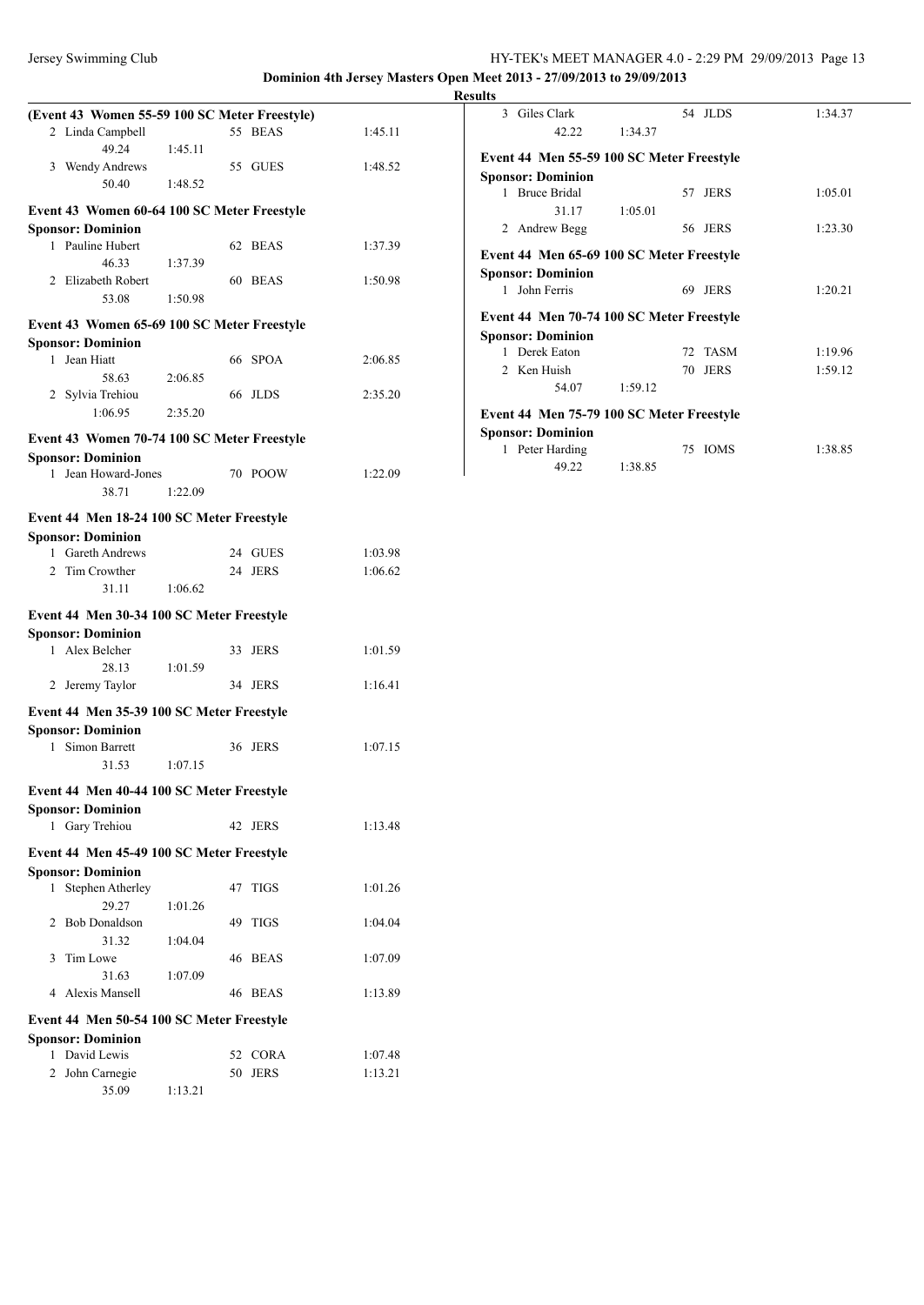## Dominion 4th Jersey Masters Open Meet 2013 - 27/09/2013 to 29/09/2013

### Results

**(Event 43 Women 55-59 100 SC Meter Freestyle)**

| | | | | |
|---|---|---|---|---|
| 2 | Linda Campbell | 55 | BEAS | 1:45.11 |
| | 49.24 1:45.11 | | | |
| 3 | Wendy Andrews | 55 | GUES | 1:48.52 |
| | 50.40 1:48.52 | | | |

**Event 43 Women 60-64 100 SC Meter Freestyle**

**Sponsor: Dominion**

| | | | | |
|---|---|---|---|---|
| 1 | Pauline Hubert | 62 | BEAS | 1:37.39 |
| | 46.33 1:37.39 | | | |
| 2 | Elizabeth Robert | 60 | BEAS | 1:50.98 |
| | 53.08 1:50.98 | | | |

**Event 43 Women 65-69 100 SC Meter Freestyle**

**Sponsor: Dominion**

| | | | | |
|---|---|---|---|---|
| 1 | Jean Hiatt | 66 | SPOA | 2:06.85 |
| | 58.63 2:06.85 | | | |
| 2 | Sylvia Trehiou | 66 | JLDS | 2:35.20 |
| | 1:06.95 2:35.20 | | | |

**Event 43 Women 70-74 100 SC Meter Freestyle**

**Sponsor: Dominion**

| | | | | |
|---|---|---|---|---|
| 1 | Jean Howard-Jones | 70 | POOW | 1:22.09 |
| | 38.71 1:22.09 | | | |

**Event 44 Men 18-24 100 SC Meter Freestyle**

**Sponsor: Dominion**

| | | | | |
|---|---|---|---|---|
| 1 | Gareth Andrews | 24 | GUES | 1:03.98 |
| 2 | Tim Crowther | 24 | JERS | 1:06.62 |
| | 31.11 1:06.62 | | | |

**Event 44 Men 30-34 100 SC Meter Freestyle**

**Sponsor: Dominion**

| | | | | |
|---|---|---|---|---|
| 1 | Alex Belcher | 33 | JERS | 1:01.59 |
| | 28.13 1:01.59 | | | |
| 2 | Jeremy Taylor | 34 | JERS | 1:16.41 |

**Event 44 Men 35-39 100 SC Meter Freestyle**

**Sponsor: Dominion**

| | | | | |
|---|---|---|---|---|
| 1 | Simon Barrett | 36 | JERS | 1:07.15 |
| | 31.53 1:07.15 | | | |

**Event 44 Men 40-44 100 SC Meter Freestyle**

**Sponsor: Dominion**

| | | | | |
|---|---|---|---|---|
| 1 | Gary Trehiou | 42 | JERS | 1:13.48 |

**Event 44 Men 45-49 100 SC Meter Freestyle**

**Sponsor: Dominion**

| | | | | |
|---|---|---|---|---|
| 1 | Stephen Atherley | 47 | TIGS | 1:01.26 |
| | 29.27 1:01.26 | | | |
| 2 | Bob Donaldson | 49 | TIGS | 1:04.04 |
| | 31.32 1:04.04 | | | |
| 3 | Tim Lowe | 46 | BEAS | 1:07.09 |
| | 31.63 1:07.09 | | | |
| 4 | Alexis Mansell | 46 | BEAS | 1:13.89 |

**Event 44 Men 50-54 100 SC Meter Freestyle**

**Sponsor: Dominion**

| | | | | |
|---|---|---|---|---|
| 1 | David Lewis | 52 | CORA | 1:07.48 |
| 2 | John Carnegie | 50 | JERS | 1:13.21 |
| | 35.09 1:13.21 | | | |
| 3 | Giles Clark | 54 | JLDS | 1:34.37 |
| | 42.22 1:34.37 | | | |

**Event 44 Men 55-59 100 SC Meter Freestyle**

**Sponsor: Dominion**

| | | | | |
|---|---|---|---|---|
| 1 | Bruce Bridal | 57 | JERS | 1:05.01 |
| | 31.17 1:05.01 | | | |
| 2 | Andrew Begg | 56 | JERS | 1:23.30 |

**Event 44 Men 65-69 100 SC Meter Freestyle**

**Sponsor: Dominion**

| | | | | |
|---|---|---|---|---|
| 1 | John Ferris | 69 | JERS | 1:20.21 |

**Event 44 Men 70-74 100 SC Meter Freestyle**

**Sponsor: Dominion**

| | | | | |
|---|---|---|---|---|
| 1 | Derek Eaton | 72 | TASM | 1:19.96 |
| 2 | Ken Huish | 70 | JERS | 1:59.12 |
| | 54.07 1:59.12 | | | |

**Event 44 Men 75-79 100 SC Meter Freestyle**

**Sponsor: Dominion**

| | | | | |
|---|---|---|---|---|
| 1 | Peter Harding | 75 | IOMS | 1:38.85 |
| | 49.22 1:38.85 | | | |